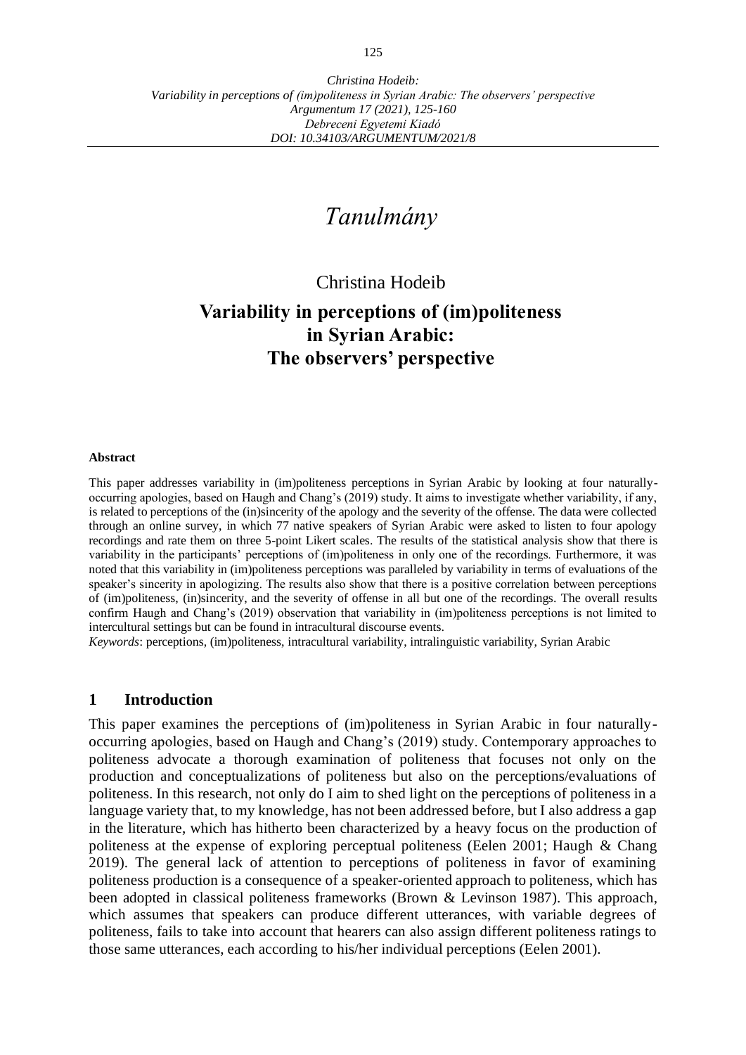*Tanulmány*

Christina Hodeib

# Variability in perceptions of (im)politeness in Syrian Arabic: The observers' perspective

**Abstract**

This paper addresses variability in (im)politeness perceptions in Syrian Arabic by looking at four naturally-occurring apologies, based on Haugh and Chang's (2019) study. It aims to investigate whether variability, if any, is related to perceptions of the (in)sincerity of the apology and the severity of the offense. The data were collected through an online survey, in which 77 native speakers of Syrian Arabic were asked to listen to four apology recordings and rate them on three 5-point Likert scales. The results of the statistical analysis show that there is variability in the participants' perceptions of (im)politeness in only one of the recordings. Furthermore, it was noted that this variability in (im)politeness perceptions was paralleled by variability in terms of evaluations of the speaker's sincerity in apologizing. The results also show that there is a positive correlation between perceptions of (im)politeness, (in)sincerity, and the severity of offense in all but one of the recordings. The overall results confirm Haugh and Chang's (2019) observation that variability in (im)politeness perceptions is not limited to intercultural settings but can be found in intracultural discourse events.

*Keywords*: perceptions, (im)politeness, intracultural variability, intralinguistic variability, Syrian Arabic

## 1 Introduction

This paper examines the perceptions of (im)politeness in Syrian Arabic in four naturally-occurring apologies, based on Haugh and Chang's (2019) study. Contemporary approaches to politeness advocate a thorough examination of politeness that focuses not only on the production and conceptualizations of politeness but also on the perceptions/evaluations of politeness. In this research, not only do I aim to shed light on the perceptions of politeness in a language variety that, to my knowledge, has not been addressed before, but I also address a gap in the literature, which has hitherto been characterized by a heavy focus on the production of politeness at the expense of exploring perceptual politeness (Eelen 2001; Haugh & Chang 2019). The general lack of attention to perceptions of politeness in favor of examining politeness production is a consequence of a speaker-oriented approach to politeness, which has been adopted in classical politeness frameworks (Brown & Levinson 1987). This approach, which assumes that speakers can produce different utterances, with variable degrees of politeness, fails to take into account that hearers can also assign different politeness ratings to those same utterances, each according to his/her individual perceptions (Eelen 2001).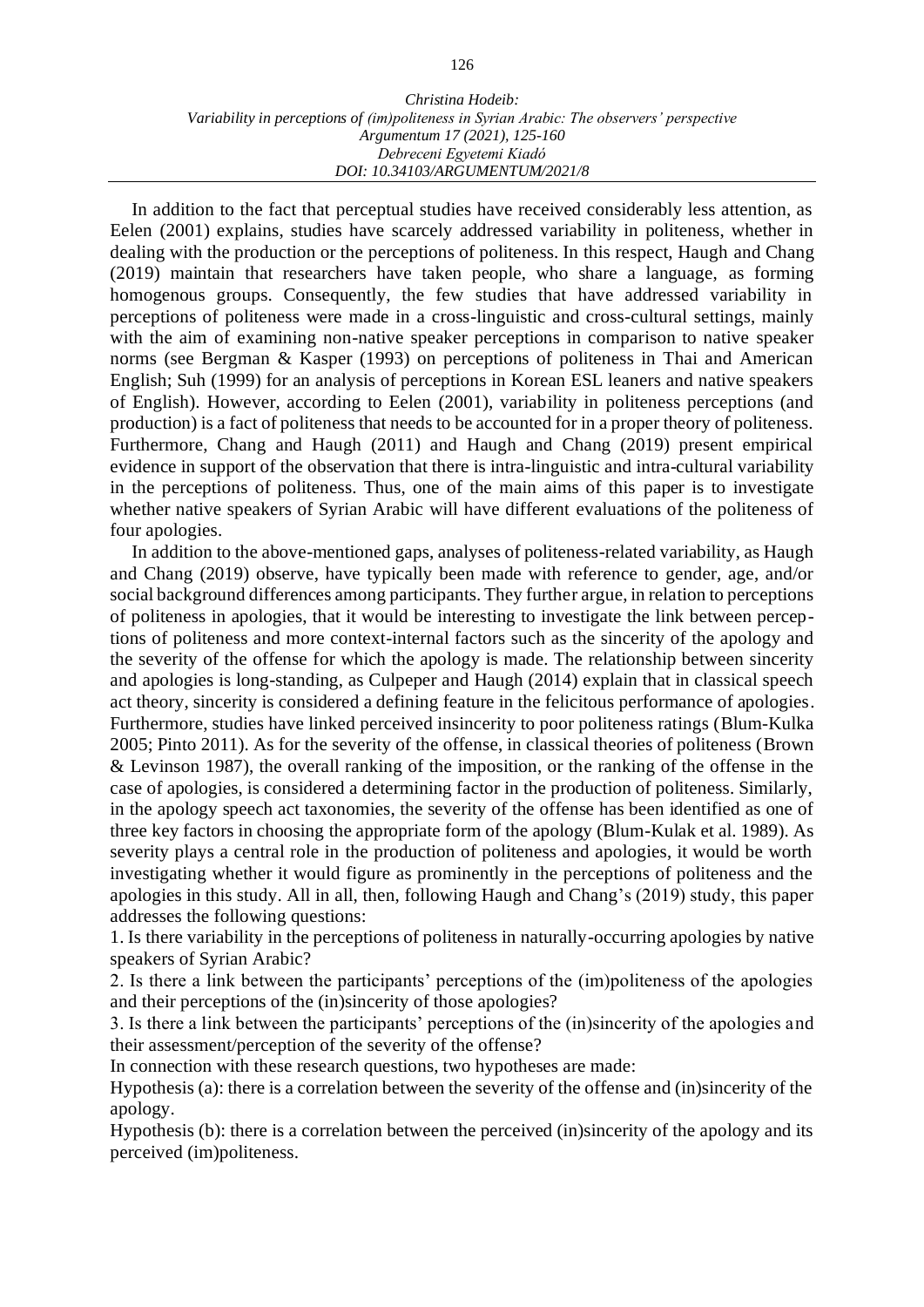In addition to the fact that perceptual studies have received considerably less attention, as Eelen (2001) explains, studies have scarcely addressed variability in politeness, whether in dealing with the production or the perceptions of politeness. In this respect, Haugh and Chang (2019) maintain that researchers have taken people, who share a language, as forming homogenous groups. Consequently, the few studies that have addressed variability in perceptions of politeness were made in a cross-linguistic and cross-cultural settings, mainly with the aim of examining non-native speaker perceptions in comparison to native speaker norms (see Bergman & Kasper (1993) on perceptions of politeness in Thai and American English; Suh (1999) for an analysis of perceptions in Korean ESL leaners and native speakers of English). However, according to Eelen (2001), variability in politeness perceptions (and production) is a fact of politeness that needs to be accounted for in a proper theory of politeness. Furthermore, Chang and Haugh (2011) and Haugh and Chang (2019) present empirical evidence in support of the observation that there is intra-linguistic and intra-cultural variability in the perceptions of politeness. Thus, one of the main aims of this paper is to investigate whether native speakers of Syrian Arabic will have different evaluations of the politeness of four apologies.

In addition to the above-mentioned gaps, analyses of politeness-related variability, as Haugh and Chang (2019) observe, have typically been made with reference to gender, age, and/or social background differences among participants. They further argue, in relation to perceptions of politeness in apologies, that it would be interesting to investigate the link between perceptions of politeness and more context-internal factors such as the sincerity of the apology and the severity of the offense for which the apology is made. The relationship between sincerity and apologies is long-standing, as Culpeper and Haugh (2014) explain that in classical speech act theory, sincerity is considered a defining feature in the felicitous performance of apologies. Furthermore, studies have linked perceived insincerity to poor politeness ratings (Blum-Kulka 2005; Pinto 2011). As for the severity of the offense, in classical theories of politeness (Brown & Levinson 1987), the overall ranking of the imposition, or the ranking of the offense in the case of apologies, is considered a determining factor in the production of politeness. Similarly, in the apology speech act taxonomies, the severity of the offense has been identified as one of three key factors in choosing the appropriate form of the apology (Blum-Kulak et al. 1989). As severity plays a central role in the production of politeness and apologies, it would be worth investigating whether it would figure as prominently in the perceptions of politeness and the apologies in this study. All in all, then, following Haugh and Chang's (2019) study, this paper addresses the following questions:

1. Is there variability in the perceptions of politeness in naturally-occurring apologies by native speakers of Syrian Arabic?

2. Is there a link between the participants' perceptions of the (im)politeness of the apologies and their perceptions of the (in)sincerity of those apologies?

3. Is there a link between the participants' perceptions of the (in)sincerity of the apologies and their assessment/perception of the severity of the offense?

In connection with these research questions, two hypotheses are made:

Hypothesis (a): there is a correlation between the severity of the offense and (in)sincerity of the apology.

Hypothesis (b): there is a correlation between the perceived (in)sincerity of the apology and its perceived (im)politeness.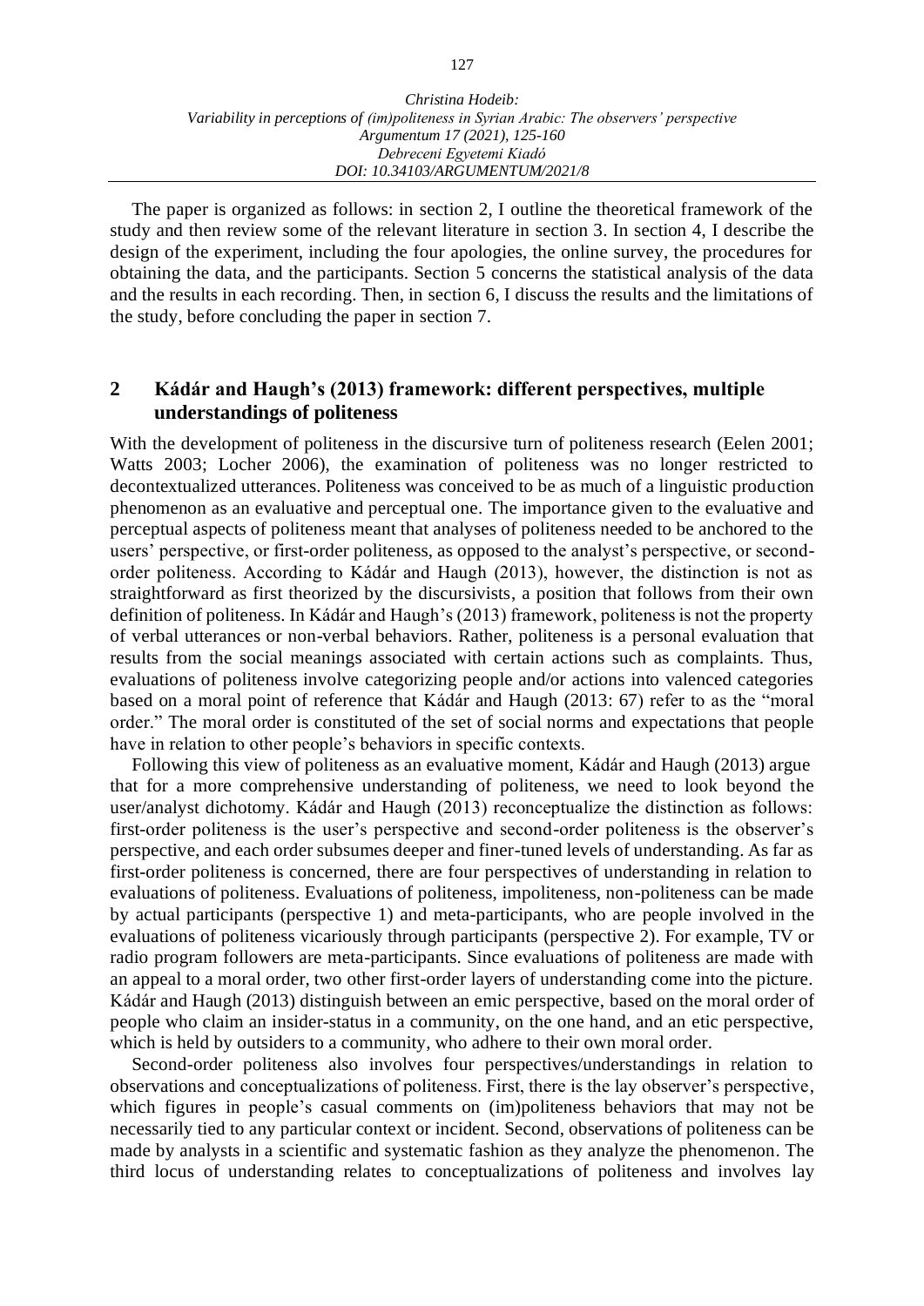The paper is organized as follows: in section 2, I outline the theoretical framework of the study and then review some of the relevant literature in section 3. In section 4, I describe the design of the experiment, including the four apologies, the online survey, the procedures for obtaining the data, and the participants. Section 5 concerns the statistical analysis of the data and the results in each recording. Then, in section 6, I discuss the results and the limitations of the study, before concluding the paper in section 7.

## 2 Kádár and Haugh's (2013) framework: different perspectives, multiple understandings of politeness

With the development of politeness in the discursive turn of politeness research (Eelen 2001; Watts 2003; Locher 2006), the examination of politeness was no longer restricted to decontextualized utterances. Politeness was conceived to be as much of a linguistic production phenomenon as an evaluative and perceptual one. The importance given to the evaluative and perceptual aspects of politeness meant that analyses of politeness needed to be anchored to the users' perspective, or first-order politeness, as opposed to the analyst's perspective, or second-order politeness. According to Kádár and Haugh (2013), however, the distinction is not as straightforward as first theorized by the discursivists, a position that follows from their own definition of politeness. In Kádár and Haugh's (2013) framework, politeness is not the property of verbal utterances or non-verbal behaviors. Rather, politeness is a personal evaluation that results from the social meanings associated with certain actions such as complaints. Thus, evaluations of politeness involve categorizing people and/or actions into valenced categories based on a moral point of reference that Kádár and Haugh (2013: 67) refer to as the "moral order." The moral order is constituted of the set of social norms and expectations that people have in relation to other people's behaviors in specific contexts.

Following this view of politeness as an evaluative moment, Kádár and Haugh (2013) argue that for a more comprehensive understanding of politeness, we need to look beyond the user/analyst dichotomy. Kádár and Haugh (2013) reconceptualize the distinction as follows: first-order politeness is the user's perspective and second-order politeness is the observer's perspective, and each order subsumes deeper and finer-tuned levels of understanding. As far as first-order politeness is concerned, there are four perspectives of understanding in relation to evaluations of politeness. Evaluations of politeness, impoliteness, non-politeness can be made by actual participants (perspective 1) and meta-participants, who are people involved in the evaluations of politeness vicariously through participants (perspective 2). For example, TV or radio program followers are meta-participants. Since evaluations of politeness are made with an appeal to a moral order, two other first-order layers of understanding come into the picture. Kádár and Haugh (2013) distinguish between an emic perspective, based on the moral order of people who claim an insider-status in a community, on the one hand, and an etic perspective, which is held by outsiders to a community, who adhere to their own moral order.

Second-order politeness also involves four perspectives/understandings in relation to observations and conceptualizations of politeness. First, there is the lay observer's perspective, which figures in people's casual comments on (im)politeness behaviors that may not be necessarily tied to any particular context or incident. Second, observations of politeness can be made by analysts in a scientific and systematic fashion as they analyze the phenomenon. The third locus of understanding relates to conceptualizations of politeness and involves lay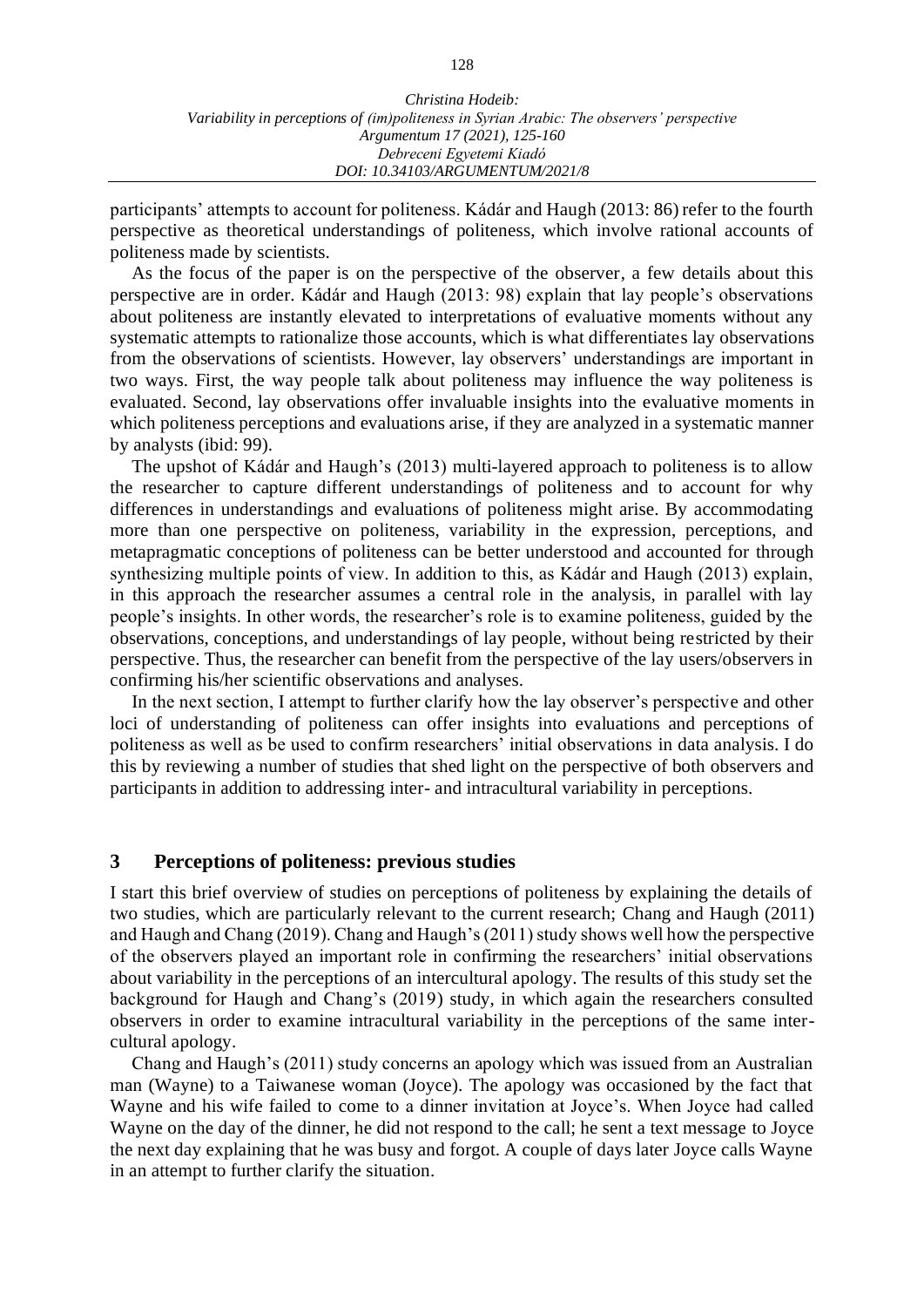participants' attempts to account for politeness. Kádár and Haugh (2013: 86) refer to the fourth perspective as theoretical understandings of politeness, which involve rational accounts of politeness made by scientists.

As the focus of the paper is on the perspective of the observer, a few details about this perspective are in order. Kádár and Haugh (2013: 98) explain that lay people's observations about politeness are instantly elevated to interpretations of evaluative moments without any systematic attempts to rationalize those accounts, which is what differentiates lay observations from the observations of scientists. However, lay observers' understandings are important in two ways. First, the way people talk about politeness may influence the way politeness is evaluated. Second, lay observations offer invaluable insights into the evaluative moments in which politeness perceptions and evaluations arise, if they are analyzed in a systematic manner by analysts (ibid: 99).

The upshot of Kádár and Haugh's (2013) multi-layered approach to politeness is to allow the researcher to capture different understandings of politeness and to account for why differences in understandings and evaluations of politeness might arise. By accommodating more than one perspective on politeness, variability in the expression, perceptions, and metapragmatic conceptions of politeness can be better understood and accounted for through synthesizing multiple points of view. In addition to this, as Kádár and Haugh (2013) explain, in this approach the researcher assumes a central role in the analysis, in parallel with lay people's insights. In other words, the researcher's role is to examine politeness, guided by the observations, conceptions, and understandings of lay people, without being restricted by their perspective. Thus, the researcher can benefit from the perspective of the lay users/observers in confirming his/her scientific observations and analyses.

In the next section, I attempt to further clarify how the lay observer's perspective and other loci of understanding of politeness can offer insights into evaluations and perceptions of politeness as well as be used to confirm researchers' initial observations in data analysis. I do this by reviewing a number of studies that shed light on the perspective of both observers and participants in addition to addressing inter- and intracultural variability in perceptions.

## 3 Perceptions of politeness: previous studies

I start this brief overview of studies on perceptions of politeness by explaining the details of two studies, which are particularly relevant to the current research; Chang and Haugh (2011) and Haugh and Chang (2019). Chang and Haugh's (2011) study shows well how the perspective of the observers played an important role in confirming the researchers' initial observations about variability in the perceptions of an intercultural apology. The results of this study set the background for Haugh and Chang's (2019) study, in which again the researchers consulted observers in order to examine intracultural variability in the perceptions of the same intercultural apology.

Chang and Haugh's (2011) study concerns an apology which was issued from an Australian man (Wayne) to a Taiwanese woman (Joyce). The apology was occasioned by the fact that Wayne and his wife failed to come to a dinner invitation at Joyce's. When Joyce had called Wayne on the day of the dinner, he did not respond to the call; he sent a text message to Joyce the next day explaining that he was busy and forgot. A couple of days later Joyce calls Wayne in an attempt to further clarify the situation.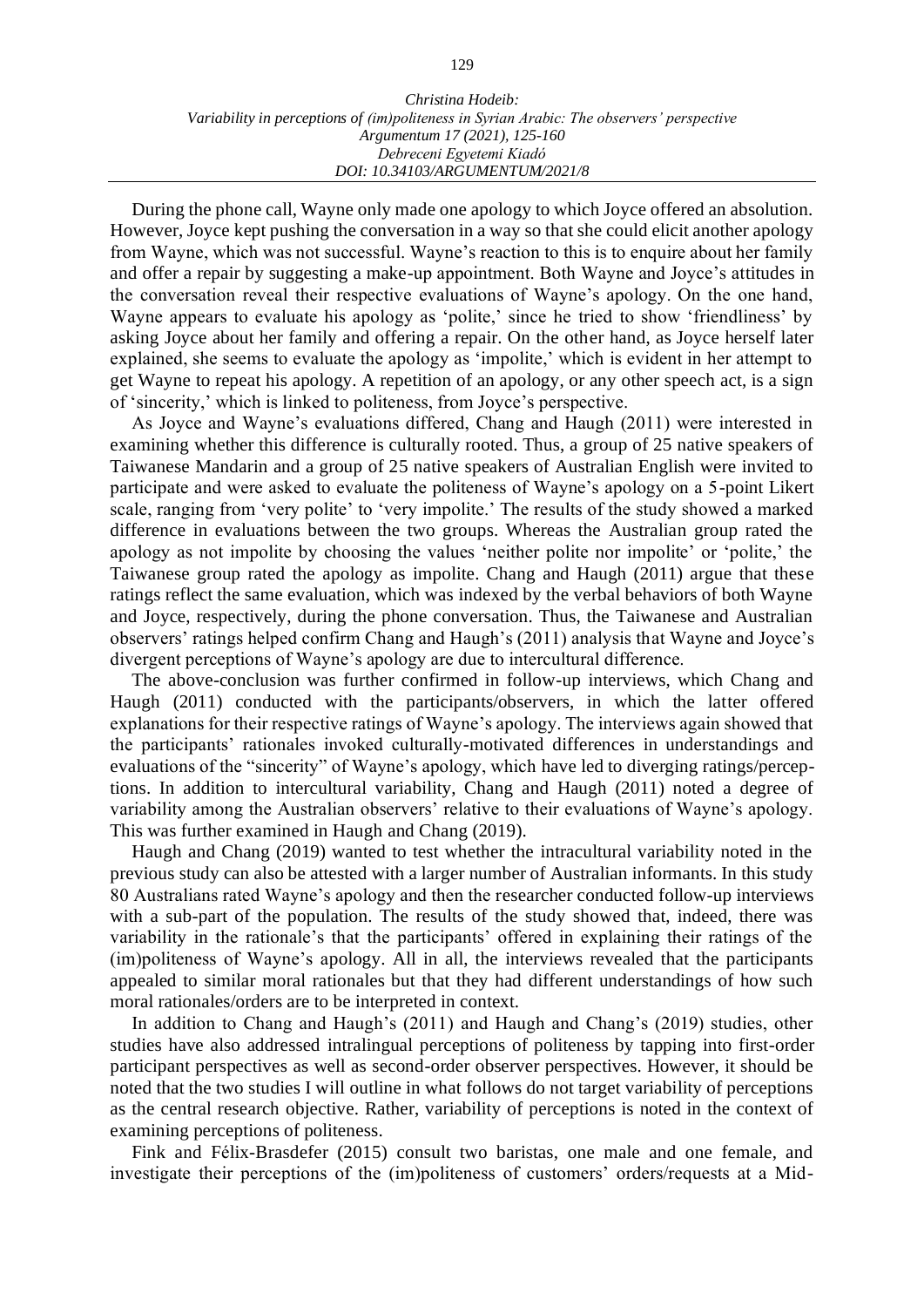During the phone call, Wayne only made one apology to which Joyce offered an absolution. However, Joyce kept pushing the conversation in a way so that she could elicit another apology from Wayne, which was not successful. Wayne's reaction to this is to enquire about her family and offer a repair by suggesting a make-up appointment. Both Wayne and Joyce's attitudes in the conversation reveal their respective evaluations of Wayne's apology. On the one hand, Wayne appears to evaluate his apology as 'polite,' since he tried to show 'friendliness' by asking Joyce about her family and offering a repair. On the other hand, as Joyce herself later explained, she seems to evaluate the apology as 'impolite,' which is evident in her attempt to get Wayne to repeat his apology. A repetition of an apology, or any other speech act, is a sign of 'sincerity,' which is linked to politeness, from Joyce's perspective.

As Joyce and Wayne's evaluations differed, Chang and Haugh (2011) were interested in examining whether this difference is culturally rooted. Thus, a group of 25 native speakers of Taiwanese Mandarin and a group of 25 native speakers of Australian English were invited to participate and were asked to evaluate the politeness of Wayne's apology on a 5-point Likert scale, ranging from 'very polite' to 'very impolite.' The results of the study showed a marked difference in evaluations between the two groups. Whereas the Australian group rated the apology as not impolite by choosing the values 'neither polite nor impolite' or 'polite,' the Taiwanese group rated the apology as impolite. Chang and Haugh (2011) argue that these ratings reflect the same evaluation, which was indexed by the verbal behaviors of both Wayne and Joyce, respectively, during the phone conversation. Thus, the Taiwanese and Australian observers' ratings helped confirm Chang and Haugh's (2011) analysis that Wayne and Joyce's divergent perceptions of Wayne's apology are due to intercultural difference.

The above-conclusion was further confirmed in follow-up interviews, which Chang and Haugh (2011) conducted with the participants/observers, in which the latter offered explanations for their respective ratings of Wayne's apology. The interviews again showed that the participants' rationales invoked culturally-motivated differences in understandings and evaluations of the "sincerity" of Wayne's apology, which have led to diverging ratings/perceptions. In addition to intercultural variability, Chang and Haugh (2011) noted a degree of variability among the Australian observers' relative to their evaluations of Wayne's apology. This was further examined in Haugh and Chang (2019).

Haugh and Chang (2019) wanted to test whether the intracultural variability noted in the previous study can also be attested with a larger number of Australian informants. In this study 80 Australians rated Wayne's apology and then the researcher conducted follow-up interviews with a sub-part of the population. The results of the study showed that, indeed, there was variability in the rationale's that the participants' offered in explaining their ratings of the (im)politeness of Wayne's apology. All in all, the interviews revealed that the participants appealed to similar moral rationales but that they had different understandings of how such moral rationales/orders are to be interpreted in context.

In addition to Chang and Haugh's (2011) and Haugh and Chang's (2019) studies, other studies have also addressed intralingual perceptions of politeness by tapping into first-order participant perspectives as well as second-order observer perspectives. However, it should be noted that the two studies I will outline in what follows do not target variability of perceptions as the central research objective. Rather, variability of perceptions is noted in the context of examining perceptions of politeness.

Fink and Félix-Brasdefer (2015) consult two baristas, one male and one female, and investigate their perceptions of the (im)politeness of customers' orders/requests at a Mid-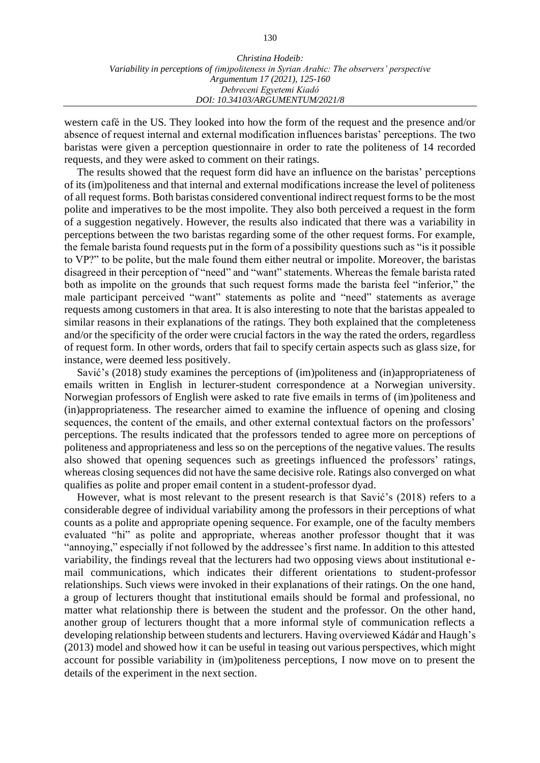western café in the US. They looked into how the form of the request and the presence and/or absence of request internal and external modification influences baristas' perceptions. The two baristas were given a perception questionnaire in order to rate the politeness of 14 recorded requests, and they were asked to comment on their ratings.

The results showed that the request form did have an influence on the baristas' perceptions of its (im)politeness and that internal and external modifications increase the level of politeness of all request forms. Both baristas considered conventional indirect request forms to be the most polite and imperatives to be the most impolite. They also both perceived a request in the form of a suggestion negatively. However, the results also indicated that there was a variability in perceptions between the two baristas regarding some of the other request forms. For example, the female barista found requests put in the form of a possibility questions such as "is it possible to VP?" to be polite, but the male found them either neutral or impolite. Moreover, the baristas disagreed in their perception of "need" and "want" statements. Whereas the female barista rated both as impolite on the grounds that such request forms made the barista feel "inferior," the male participant perceived "want" statements as polite and "need" statements as average requests among customers in that area. It is also interesting to note that the baristas appealed to similar reasons in their explanations of the ratings. They both explained that the completeness and/or the specificity of the order were crucial factors in the way the rated the orders, regardless of request form. In other words, orders that fail to specify certain aspects such as glass size, for instance, were deemed less positively.

Savić's (2018) study examines the perceptions of (im)politeness and (in)appropriateness of emails written in English in lecturer-student correspondence at a Norwegian university. Norwegian professors of English were asked to rate five emails in terms of (im)politeness and (in)appropriateness. The researcher aimed to examine the influence of opening and closing sequences, the content of the emails, and other external contextual factors on the professors' perceptions. The results indicated that the professors tended to agree more on perceptions of politeness and appropriateness and less so on the perceptions of the negative values. The results also showed that opening sequences such as greetings influenced the professors' ratings, whereas closing sequences did not have the same decisive role. Ratings also converged on what qualifies as polite and proper email content in a student-professor dyad.

However, what is most relevant to the present research is that Savić's (2018) refers to a considerable degree of individual variability among the professors in their perceptions of what counts as a polite and appropriate opening sequence. For example, one of the faculty members evaluated "hi" as polite and appropriate, whereas another professor thought that it was "annoying," especially if not followed by the addressee's first name. In addition to this attested variability, the findings reveal that the lecturers had two opposing views about institutional e-mail communications, which indicates their different orientations to student-professor relationships. Such views were invoked in their explanations of their ratings. On the one hand, a group of lecturers thought that institutional emails should be formal and professional, no matter what relationship there is between the student and the professor. On the other hand, another group of lecturers thought that a more informal style of communication reflects a developing relationship between students and lecturers. Having overviewed Kádár and Haugh's (2013) model and showed how it can be useful in teasing out various perspectives, which might account for possible variability in (im)politeness perceptions, I now move on to present the details of the experiment in the next section.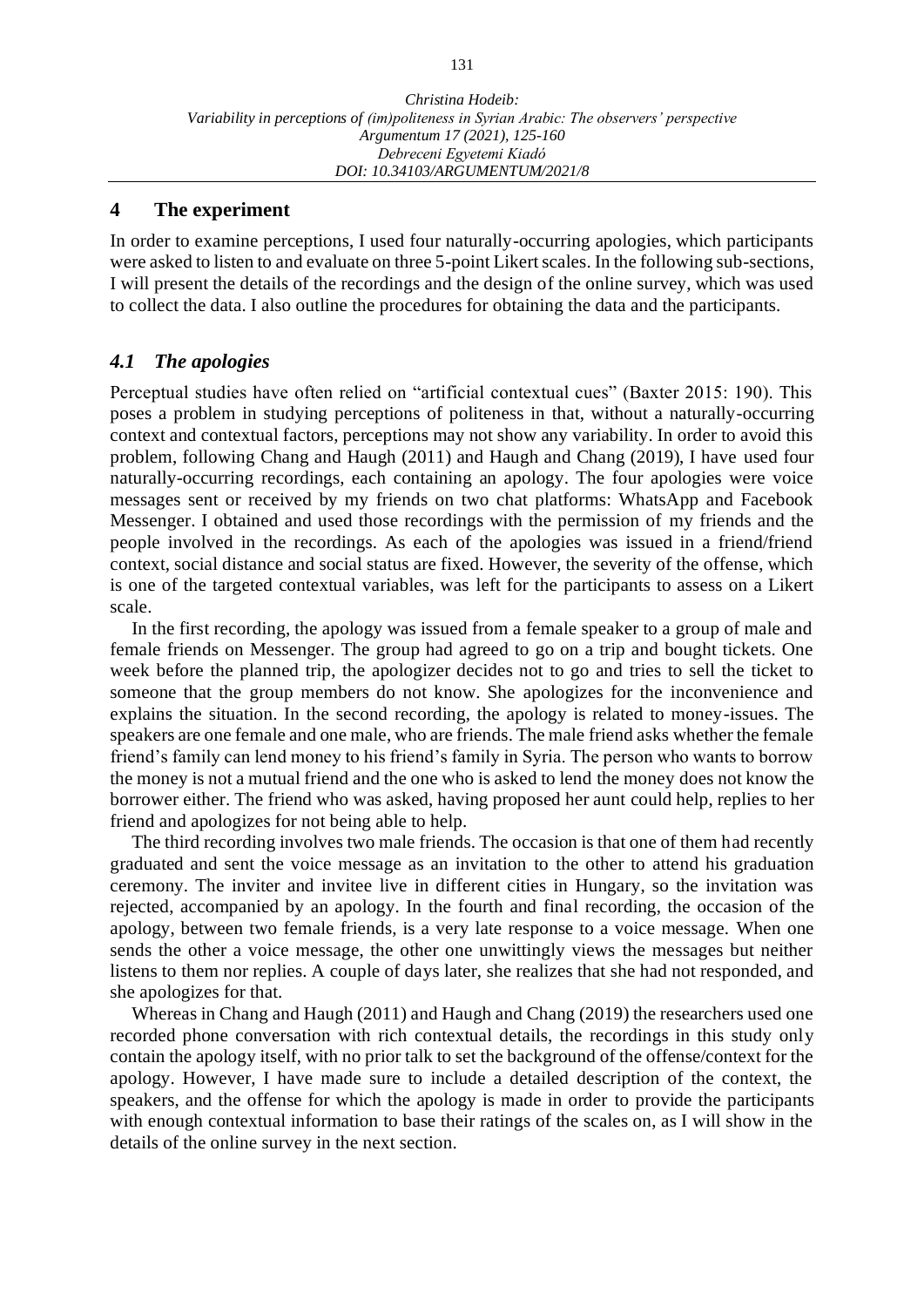## 4 The experiment

In order to examine perceptions, I used four naturally-occurring apologies, which participants were asked to listen to and evaluate on three 5-point Likert scales. In the following sub-sections, I will present the details of the recordings and the design of the online survey, which was used to collect the data. I also outline the procedures for obtaining the data and the participants.

### *4.1 The apologies*

Perceptual studies have often relied on "artificial contextual cues" (Baxter 2015: 190). This poses a problem in studying perceptions of politeness in that, without a naturally-occurring context and contextual factors, perceptions may not show any variability. In order to avoid this problem, following Chang and Haugh (2011) and Haugh and Chang (2019), I have used four naturally-occurring recordings, each containing an apology. The four apologies were voice messages sent or received by my friends on two chat platforms: WhatsApp and Facebook Messenger. I obtained and used those recordings with the permission of my friends and the people involved in the recordings. As each of the apologies was issued in a friend/friend context, social distance and social status are fixed. However, the severity of the offense, which is one of the targeted contextual variables, was left for the participants to assess on a Likert scale.

In the first recording, the apology was issued from a female speaker to a group of male and female friends on Messenger. The group had agreed to go on a trip and bought tickets. One week before the planned trip, the apologizer decides not to go and tries to sell the ticket to someone that the group members do not know. She apologizes for the inconvenience and explains the situation. In the second recording, the apology is related to money-issues. The speakers are one female and one male, who are friends. The male friend asks whether the female friend's family can lend money to his friend's family in Syria. The person who wants to borrow the money is not a mutual friend and the one who is asked to lend the money does not know the borrower either. The friend who was asked, having proposed her aunt could help, replies to her friend and apologizes for not being able to help.

The third recording involves two male friends. The occasion is that one of them had recently graduated and sent the voice message as an invitation to the other to attend his graduation ceremony. The inviter and invitee live in different cities in Hungary, so the invitation was rejected, accompanied by an apology. In the fourth and final recording, the occasion of the apology, between two female friends, is a very late response to a voice message. When one sends the other a voice message, the other one unwittingly views the messages but neither listens to them nor replies. A couple of days later, she realizes that she had not responded, and she apologizes for that.

Whereas in Chang and Haugh (2011) and Haugh and Chang (2019) the researchers used one recorded phone conversation with rich contextual details, the recordings in this study only contain the apology itself, with no prior talk to set the background of the offense/context for the apology. However, I have made sure to include a detailed description of the context, the speakers, and the offense for which the apology is made in order to provide the participants with enough contextual information to base their ratings of the scales on, as I will show in the details of the online survey in the next section.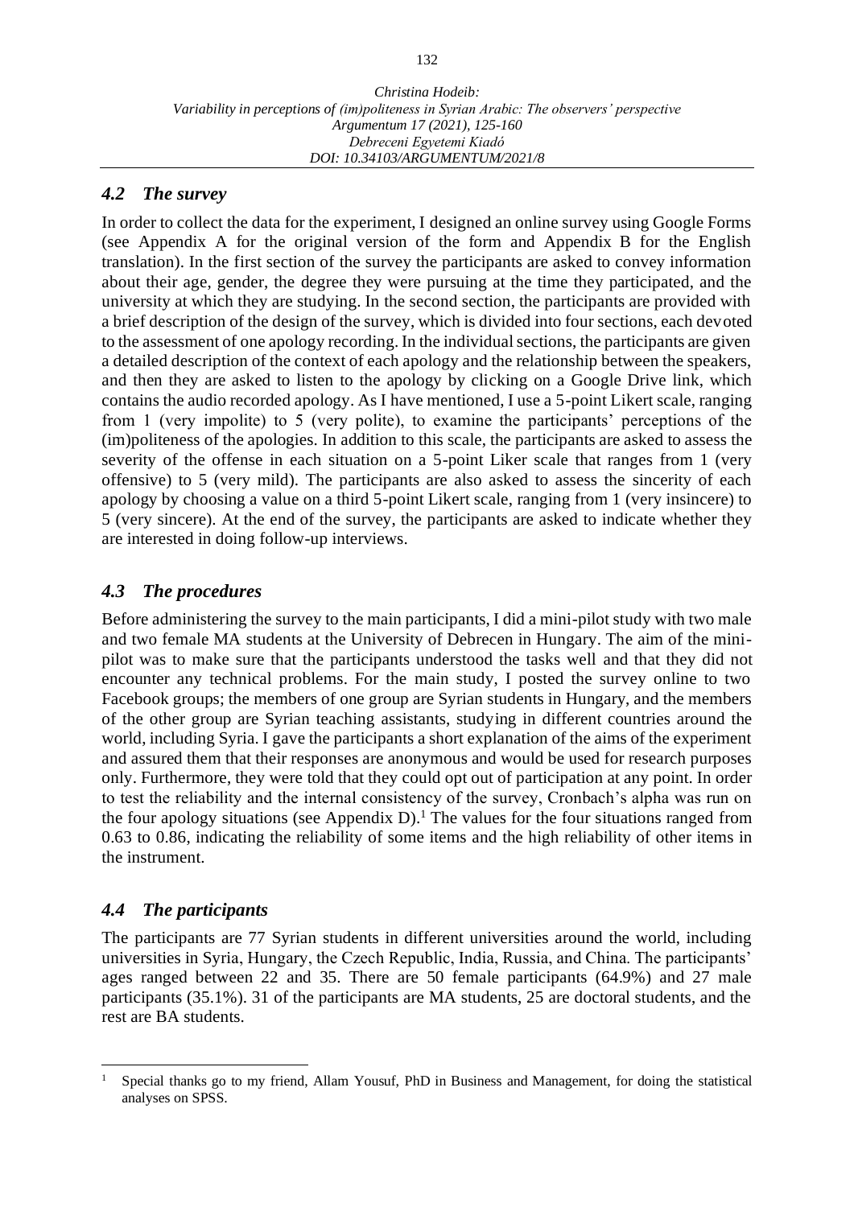### *4.2 The survey*

In order to collect the data for the experiment, I designed an online survey using Google Forms (see Appendix A for the original version of the form and Appendix B for the English translation). In the first section of the survey the participants are asked to convey information about their age, gender, the degree they were pursuing at the time they participated, and the university at which they are studying. In the second section, the participants are provided with a brief description of the design of the survey, which is divided into four sections, each devoted to the assessment of one apology recording. In the individual sections, the participants are given a detailed description of the context of each apology and the relationship between the speakers, and then they are asked to listen to the apology by clicking on a Google Drive link, which contains the audio recorded apology. As I have mentioned, I use a 5-point Likert scale, ranging from 1 (very impolite) to 5 (very polite), to examine the participants' perceptions of the (im)politeness of the apologies. In addition to this scale, the participants are asked to assess the severity of the offense in each situation on a 5-point Liker scale that ranges from 1 (very offensive) to 5 (very mild). The participants are also asked to assess the sincerity of each apology by choosing a value on a third 5-point Likert scale, ranging from 1 (very insincere) to 5 (very sincere). At the end of the survey, the participants are asked to indicate whether they are interested in doing follow-up interviews.

### *4.3 The procedures*

Before administering the survey to the main participants, I did a mini-pilot study with two male and two female MA students at the University of Debrecen in Hungary. The aim of the mini-pilot was to make sure that the participants understood the tasks well and that they did not encounter any technical problems. For the main study, I posted the survey online to two Facebook groups; the members of one group are Syrian students in Hungary, and the members of the other group are Syrian teaching assistants, studying in different countries around the world, including Syria. I gave the participants a short explanation of the aims of the experiment and assured them that their responses are anonymous and would be used for research purposes only. Furthermore, they were told that they could opt out of participation at any point. In order to test the reliability and the internal consistency of the survey, Cronbach's alpha was run on the four apology situations (see Appendix D).[1] The values for the four situations ranged from 0.63 to 0.86, indicating the reliability of some items and the high reliability of other items in the instrument.

### *4.4 The participants*

The participants are 77 Syrian students in different universities around the world, including universities in Syria, Hungary, the Czech Republic, India, Russia, and China. The participants' ages ranged between 22 and 35. There are 50 female participants (64.9%) and 27 male participants (35.1%). 31 of the participants are MA students, 25 are doctoral students, and the rest are BA students.

---

[1] Special thanks go to my friend, Allam Yousuf, PhD in Business and Management, for doing the statistical analyses on SPSS.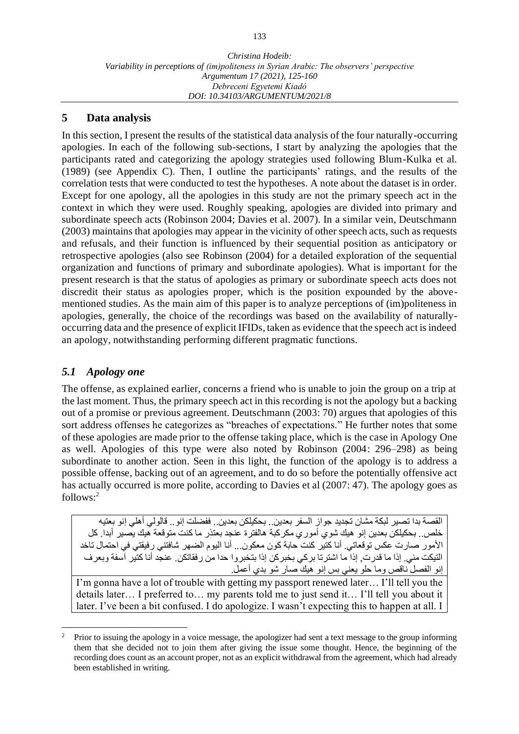## 5 Data analysis

In this section, I present the results of the statistical data analysis of the four naturally-occurring apologies. In each of the following sub-sections, I start by analyzing the apologies that the participants rated and categorizing the apology strategies used following Blum-Kulka et al. (1989) (see Appendix C). Then, I outline the participants' ratings, and the results of the correlation tests that were conducted to test the hypotheses. A note about the dataset is in order. Except for one apology, all the apologies in this study are not the primary speech act in the context in which they were used. Roughly speaking, apologies are divided into primary and subordinate speech acts (Robinson 2004; Davies et al. 2007). In a similar vein, Deutschmann (2003) maintains that apologies may appear in the vicinity of other speech acts, such as requests and refusals, and their function is influenced by their sequential position as anticipatory or retrospective apologies (also see Robinson (2004) for a detailed exploration of the sequential organization and functions of primary and subordinate apologies). What is important for the present research is that the status of apologies as primary or subordinate speech acts does not discredit their status as apologies proper, which is the position expounded by the above-mentioned studies. As the main aim of this paper is to analyze perceptions of (im)politeness in apologies, generally, the choice of the recordings was based on the availability of naturally-occurring data and the presence of explicit IFIDs, taken as evidence that the speech act is indeed an apology, notwithstanding performing different pragmatic functions.

### *5.1 Apology one*

The offense, as explained earlier, concerns a friend who is unable to join the group on a trip at the last moment. Thus, the primary speech act in this recording is not the apology but a backing out of a promise or previous agreement. Deutschmann (2003: 70) argues that apologies of this sort address offenses he categorizes as "breaches of expectations." He further notes that some of these apologies are made prior to the offense taking place, which is the case in Apology One as well. Apologies of this type were also noted by Robinson (2004: 296–298) as being subordinate to another action. Seen in this light, the function of the apology is to address a possible offense, backing out of an agreement, and to do so before the potentially offensive act has actually occurred is more polite, according to Davies et al (2007: 47). The apology goes as follows:[2]

| القصة بدا تصير لبكة مشان تجديد جواز السفر بعدين.. بحكيلكن بعدين.. ففضلت إنو.. قالولي أهلي إنو بعتيه خلص.. بحكيلكن بعدين إنو هيك شوي أموري مكركبة هالفترة عنجد بعتذر ما كنت متوقعة هيك يصير أبدا. كل الأمور صارت عكس توقعاتي. أنا كتير كنت حابة كون معكون... أنا اليوم الضهر شافتني رفيقتي في احتمال تاخد التيكت مني. إذا ما قدرت, إذا ما اشترتا بركي بخبركن إذا بتخبروا حدا من رفقاتكن. عنجد أنا كتير آسفة وبعرف إنو الفصل ناقص وما حلو يعني بس إنو هيك صار شو بدي أعمل. |
|---|
| I'm gonna have a lot of trouble with getting my passport renewed later… I'll tell you the details later… I preferred to… my parents told me to just send it… I'll tell you about it later. I've been a bit confused. I do apologize. I wasn't expecting this to happen at all. I |

[2] Prior to issuing the apology in a voice message, the apologizer had sent a text message to the group informing them that she decided not to join them after giving the issue some thought. Hence, the beginning of the recording does count as an account proper, not as an explicit withdrawal from the agreement, which had already been established in writing.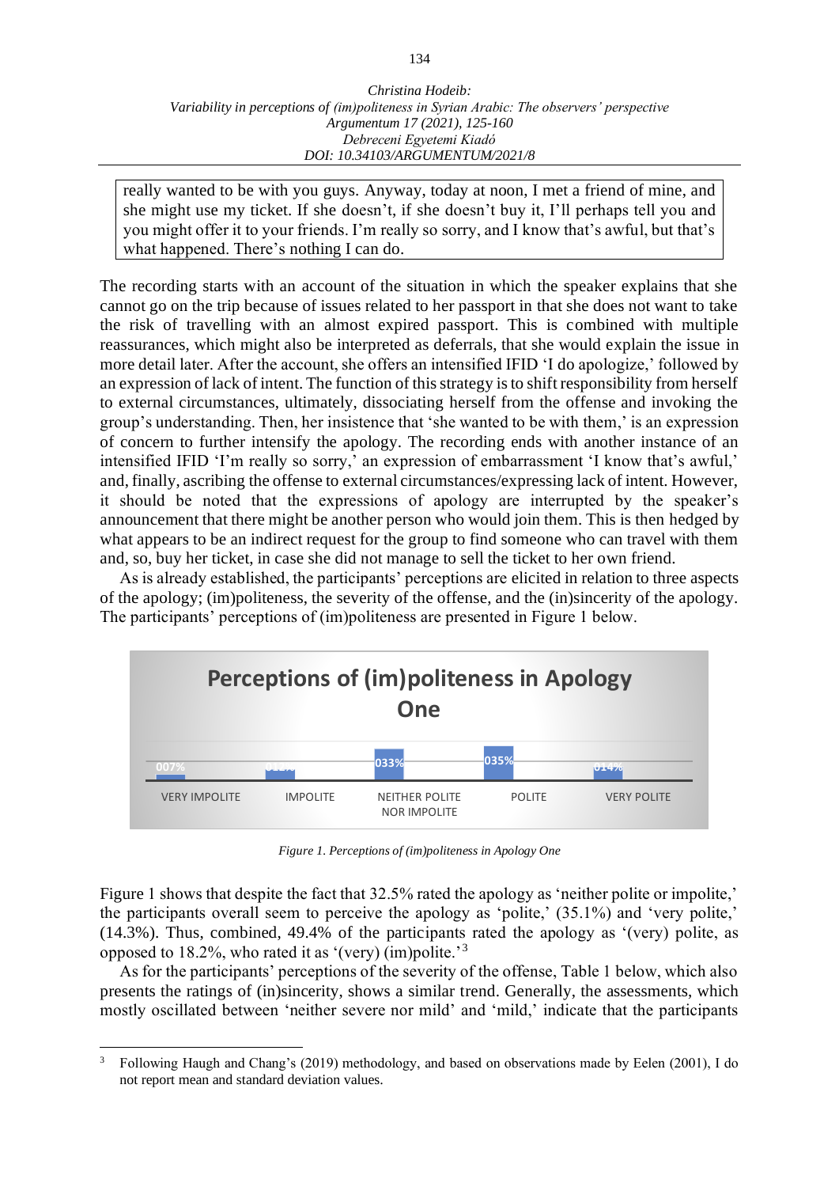> really wanted to be with you guys. Anyway, today at noon, I met a friend of mine, and she might use my ticket. If she doesn't, if she doesn't buy it, I'll perhaps tell you and you might offer it to your friends. I'm really so sorry, and I know that's awful, but that's what happened. There's nothing I can do.

The recording starts with an account of the situation in which the speaker explains that she cannot go on the trip because of issues related to her passport in that she does not want to take the risk of travelling with an almost expired passport. This is combined with multiple reassurances, which might also be interpreted as deferrals, that she would explain the issue in more detail later. After the account, she offers an intensified IFID 'I do apologize,' followed by an expression of lack of intent. The function of this strategy is to shift responsibility from herself to external circumstances, ultimately, dissociating herself from the offense and invoking the group's understanding. Then, her insistence that 'she wanted to be with them,' is an expression of concern to further intensify the apology. The recording ends with another instance of an intensified IFID 'I'm really so sorry,' an expression of embarrassment 'I know that's awful,' and, finally, ascribing the offense to external circumstances/expressing lack of intent. However, it should be noted that the expressions of apology are interrupted by the speaker's announcement that there might be another person who would join them. This is then hedged by what appears to be an indirect request for the group to find someone who can travel with them and, so, buy her ticket, in case she did not manage to sell the ticket to her own friend.

As is already established, the participants' perceptions are elicited in relation to three aspects of the apology; (im)politeness, the severity of the offense, and the (in)sincerity of the apology. The participants' perceptions of (im)politeness are presented in Figure 1 below.

**Perceptions of (im)politeness in Apology One**

| VERY IMPOLITE | IMPOLITE | NEITHER POLITE NOR IMPOLITE | POLITE | VERY POLITE |
|---|---|---|---|---|
| 007% | 011% | 033% | 035% | 014% |

*Figure 1. Perceptions of (im)politeness in Apology One*

Figure 1 shows that despite the fact that 32.5% rated the apology as 'neither polite or impolite,' the participants overall seem to perceive the apology as 'polite,' (35.1%) and 'very polite,' (14.3%). Thus, combined, 49.4% of the participants rated the apology as '(very) polite,' as opposed to 18.2%, who rated it as '(very) (im)polite.'[3]

As for the participants' perceptions of the severity of the offense, Table 1 below, which also presents the ratings of (in)sincerity, shows a similar trend. Generally, the assessments, which mostly oscillated between 'neither severe nor mild' and 'mild,' indicate that the participants

---

[3] Following Haugh and Chang's (2019) methodology, and based on observations made by Eelen (2001), I do not report mean and standard deviation values.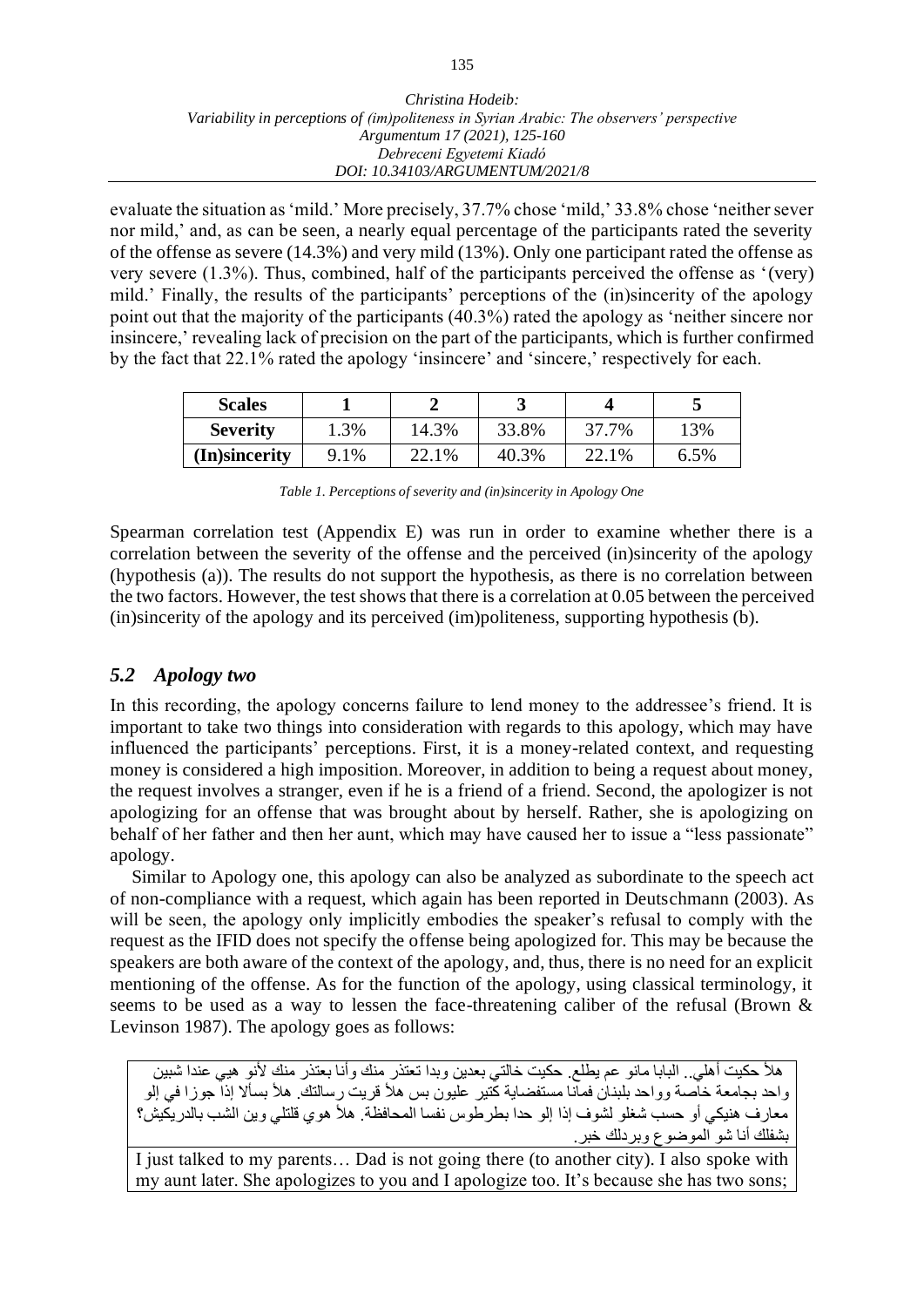evaluate the situation as 'mild.' More precisely, 37.7% chose 'mild,' 33.8% chose 'neither sever nor mild,' and, as can be seen, a nearly equal percentage of the participants rated the severity of the offense as severe (14.3%) and very mild (13%). Only one participant rated the offense as very severe (1.3%). Thus, combined, half of the participants perceived the offense as '(very) mild.' Finally, the results of the participants' perceptions of the (in)sincerity of the apology point out that the majority of the participants (40.3%) rated the apology as 'neither sincere nor insincere,' revealing lack of precision on the part of the participants, which is further confirmed by the fact that 22.1% rated the apology 'insincere' and 'sincere,' respectively for each.

| Scales | 1 | 2 | 3 | 4 | 5 |
|---|---|---|---|---|---|
| Severity | 1.3% | 14.3% | 33.8% | 37.7% | 13% |
| (In)sincerity | 9.1% | 22.1% | 40.3% | 22.1% | 6.5% |

*Table 1. Perceptions of severity and (in)sincerity in Apology One*

Spearman correlation test (Appendix E) was run in order to examine whether there is a correlation between the severity of the offense and the perceived (in)sincerity of the apology (hypothesis (a)). The results do not support the hypothesis, as there is no correlation between the two factors. However, the test shows that there is a correlation at 0.05 between the perceived (in)sincerity of the apology and its perceived (im)politeness, supporting hypothesis (b).

## *5.2 Apology two*

In this recording, the apology concerns failure to lend money to the addressee's friend. It is important to take two things into consideration with regards to this apology, which may have influenced the participants' perceptions. First, it is a money-related context, and requesting money is considered a high imposition. Moreover, in addition to being a request about money, the request involves a stranger, even if he is a friend of a friend. Second, the apologizer is not apologizing for an offense that was brought about by herself. Rather, she is apologizing on behalf of her father and then her aunt, which may have caused her to issue a "less passionate" apology.

Similar to Apology one, this apology can also be analyzed as subordinate to the speech act of non-compliance with a request, which again has been reported in Deutschmann (2003). As will be seen, the apology only implicitly embodies the speaker's refusal to comply with the request as the IFID does not specify the offense being apologized for. This may be because the speakers are both aware of the context of the apology, and, thus, there is no need for an explicit mentioning of the offense. As for the function of the apology, using classical terminology, it seems to be used as a way to lessen the face-threatening caliber of the refusal (Brown & Levinson 1987). The apology goes as follows:

هلأ حكيت أهلي.. البابا مانو عم يطلع. حكيت خالتي بعدين وبدا تعتذر منك وأنا بعتذر منك لأنو هيي عندا شبين واحد بجامعة خاصة وواحد بلبنان فمانا مستفضاية كتير عليون بس هلأ قريت رسالتك. هلأ بسألا إذا جوزا في إلو معارف هنيكي أو حسب شغلو لشوف إذا إلو حدا بطرطوس نفسا المحافظة. هلأ هوي قلتلي وين الشب بالدريكيش؟ بشفلك أنا شو الموضوع وبردلك خبر.

I just talked to my parents… Dad is not going there (to another city). I also spoke with my aunt later. She apologizes to you and I apologize too. It's because she has two sons;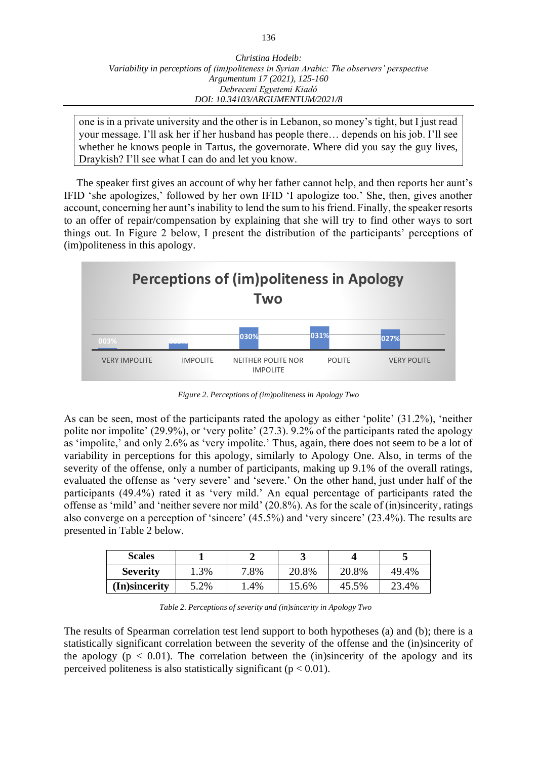> one is in a private university and the other is in Lebanon, so money's tight, but I just read your message. I'll ask her if her husband has people there… depends on his job. I'll see whether he knows people in Tartus, the governorate. Where did you say the guy lives, Draykish? I'll see what I can do and let you know.

The speaker first gives an account of why her father cannot help, and then reports her aunt's IFID 'she apologizes,' followed by her own IFID 'I apologize too.' She, then, gives another account, concerning her aunt's inability to lend the sum to his friend. Finally, the speaker resorts to an offer of repair/compensation by explaining that she will try to find other ways to sort things out. In Figure 2 below, I present the distribution of the participants' perceptions of (im)politeness in this apology.

**Perceptions of (im)politeness in Apology Two**

| VERY IMPOLITE | IMPOLITE | NEITHER POLITE NOR IMPOLITE | POLITE | VERY POLITE |
|---|---|---|---|---|
| 003% | 009% | 030% | 031% | 027% |

*Figure 2. Perceptions of (im)politeness in Apology Two*

As can be seen, most of the participants rated the apology as either 'polite' (31.2%), 'neither polite nor impolite' (29.9%), or 'very polite' (27.3). 9.2% of the participants rated the apology as 'impolite,' and only 2.6% as 'very impolite.' Thus, again, there does not seem to be a lot of variability in perceptions for this apology, similarly to Apology One. Also, in terms of the severity of the offense, only a number of participants, making up 9.1% of the overall ratings, evaluated the offense as 'very severe' and 'severe.' On the other hand, just under half of the participants (49.4%) rated it as 'very mild.' An equal percentage of participants rated the offense as 'mild' and 'neither severe nor mild' (20.8%). As for the scale of (in)sincerity, ratings also converge on a perception of 'sincere' (45.5%) and 'very sincere' (23.4%). The results are presented in Table 2 below.

| Scales | 1 | 2 | 3 | 4 | 5 |
|---|---|---|---|---|---|
| Severity | 1.3% | 7.8% | 20.8% | 20.8% | 49.4% |
| (In)sincerity | 5.2% | 1.4% | 15.6% | 45.5% | 23.4% |

*Table 2. Perceptions of severity and (in)sincerity in Apology Two*

The results of Spearman correlation test lend support to both hypotheses (a) and (b); there is a statistically significant correlation between the severity of the offense and the (in)sincerity of the apology ($p < 0.01$). The correlation between the (in)sincerity of the apology and its perceived politeness is also statistically significant ($p < 0.01$).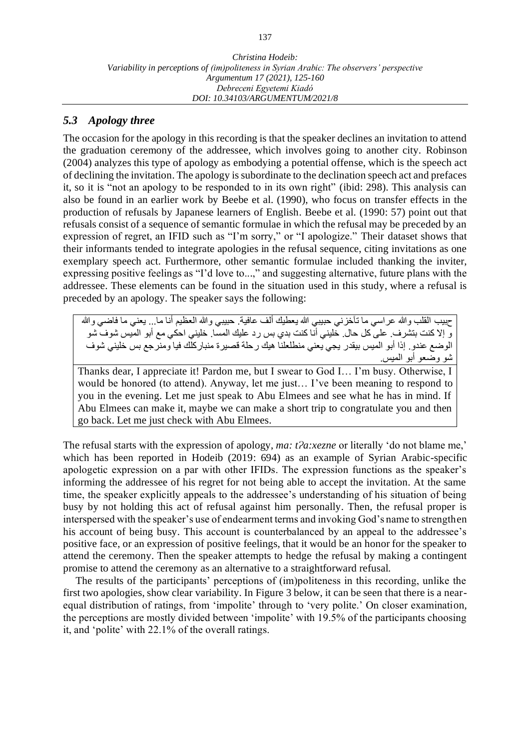### *5.3 Apology three*

The occasion for the apology in this recording is that the speaker declines an invitation to attend the graduation ceremony of the addressee, which involves going to another city. Robinson (2004) analyzes this type of apology as embodying a potential offense, which is the speech act of declining the invitation. The apology is subordinate to the declination speech act and prefaces it, so it is "not an apology to be responded to in its own right" (ibid: 298). This analysis can also be found in an earlier work by Beebe et al. (1990), who focus on transfer effects in the production of refusals by Japanese learners of English. Beebe et al. (1990: 57) point out that refusals consist of a sequence of semantic formulae in which the refusal may be preceded by an expression of regret, an IFID such as "I'm sorry," or "I apologize." Their dataset shows that their informants tended to integrate apologies in the refusal sequence, citing invitations as one exemplary speech act. Furthermore, other semantic formulae included thanking the inviter, expressing positive feelings as "I'd love to...," and suggesting alternative, future plans with the addressee. These elements can be found in the situation used in this study, where a refusal is preceded by an apology. The speaker says the following:

| حبيب القلب والله عراسي ما تآخزني حبيبي الله يعطيك ألف عافية. حبيبي والله العظيم أنا ما... يعني ما فاضي والله وإلا كنت بتشرف. على كل حال. خليني أنا كنت بدي بس رد عليك المسا. خليني احكي مع أبو الميس شوف شو الوضع عندو. إذا أبو الميس بيقدر يجي يعني منطلعلنا هيك رحلة قصيرة منباركلك فيا ومنرجع بس خليني شوف شو وضعو أبو الميس. |
|---|
| Thanks dear, I appreciate it! Pardon me, but I swear to God I… I'm busy. Otherwise, I would be honored (to attend). Anyway, let me just… I've been meaning to respond to you in the evening. Let me just speak to Abu Elmees and see what he has in mind. If Abu Elmees can make it, maybe we can make a short trip to congratulate you and then go back. Let me just check with Abu Elmees. |

The refusal starts with the expression of apology, *ma: tʔa:xezne* or literally 'do not blame me,' which has been reported in Hodeib (2019: 694) as an example of Syrian Arabic-specific apologetic expression on a par with other IFIDs. The expression functions as the speaker's informing the addressee of his regret for not being able to accept the invitation. At the same time, the speaker explicitly appeals to the addressee's understanding of his situation of being busy by not holding this act of refusal against him personally. Then, the refusal proper is interspersed with the speaker's use of endearment terms and invoking God's name to strengthen his account of being busy. This account is counterbalanced by an appeal to the addressee's positive face, or an expression of positive feelings, that it would be an honor for the speaker to attend the ceremony. Then the speaker attempts to hedge the refusal by making a contingent promise to attend the ceremony as an alternative to a straightforward refusal.

The results of the participants' perceptions of (im)politeness in this recording, unlike the first two apologies, show clear variability. In Figure 3 below, it can be seen that there is a near-equal distribution of ratings, from 'impolite' through to 'very polite.' On closer examination, the perceptions are mostly divided between 'impolite' with 19.5% of the participants choosing it, and 'polite' with 22.1% of the overall ratings.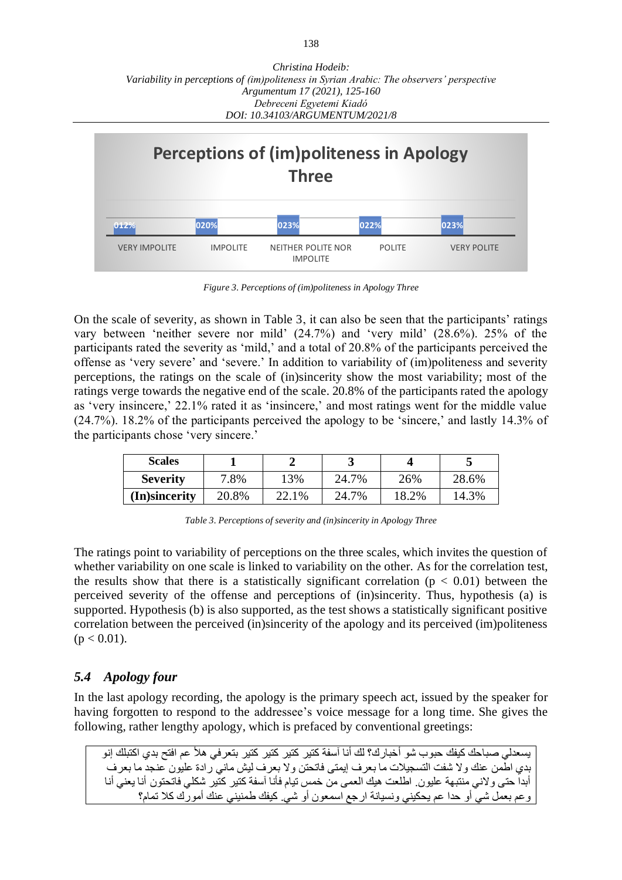**Perceptions of (im)politeness in Apology Three**

| VERY IMPOLITE | IMPOLITE | NEITHER POLITE NOR IMPOLITE | POLITE | VERY POLITE |
|---|---|---|---|---|
| 012% | 020% | 023% | 022% | 023% |

*Figure 3. Perceptions of (im)politeness in Apology Three*

On the scale of severity, as shown in Table 3, it can also be seen that the participants' ratings vary between 'neither severe nor mild' (24.7%) and 'very mild' (28.6%). 25% of the participants rated the severity as 'mild,' and a total of 20.8% of the participants perceived the offense as 'very severe' and 'severe.' In addition to variability of (im)politeness and severity perceptions, the ratings on the scale of (in)sincerity show the most variability; most of the ratings verge towards the negative end of the scale. 20.8% of the participants rated the apology as 'very insincere,' 22.1% rated it as 'insincere,' and most ratings went for the middle value (24.7%). 18.2% of the participants perceived the apology to be 'sincere,' and lastly 14.3% of the participants chose 'very sincere.'

| **Scales** | **1** | **2** | **3** | **4** | **5** |
|---|---|---|---|---|---|
| **Severity** | 7.8% | 13% | 24.7% | 26% | 28.6% |
| **(In)sincerity** | 20.8% | 22.1% | 24.7% | 18.2% | 14.3% |

*Table 3. Perceptions of severity and (in)sincerity in Apology Three*

The ratings point to variability of perceptions on the three scales, which invites the question of whether variability on one scale is linked to variability on the other. As for the correlation test, the results show that there is a statistically significant correlation ($p < 0.01$) between the perceived severity of the offense and perceptions of (in)sincerity. Thus, hypothesis (a) is supported. Hypothesis (b) is also supported, as the test shows a statistically significant positive correlation between the perceived (in)sincerity of the apology and its perceived (im)politeness ($p < 0.01$).

## *5.4 Apology four*

In the last apology recording, the apology is the primary speech act, issued by the speaker for having forgotten to respond to the addressee's voice message for a long time. She gives the following, rather lengthy apology, which is prefaced by conventional greetings:

> يسعدلي صباحك كيفك حبوب شو أخبارك؟ لك أنا آسفة كتير كتير كتير كتير بتعرفي هلأ عم افتح بدي اكتبلك إنو بدي اطمن عنك ولا شفت التسجيلات ما بعرف إيمتى فاتحتن ولا بعرف ليش ماني رادة عليون عنجد ما بعرف أبدا حتى ولاني منتبهة عليون. اطلعت هيك العمى من خمس تيام فأنا آسفة كتير كتير شكلي فاتحتون أنا يعني أنا وعم بعمل شي أو حدا عم يحكيني ونسيانة ارجع اسمعون أو شي. كيفك طمنيني عنك أمورك كلا تمام؟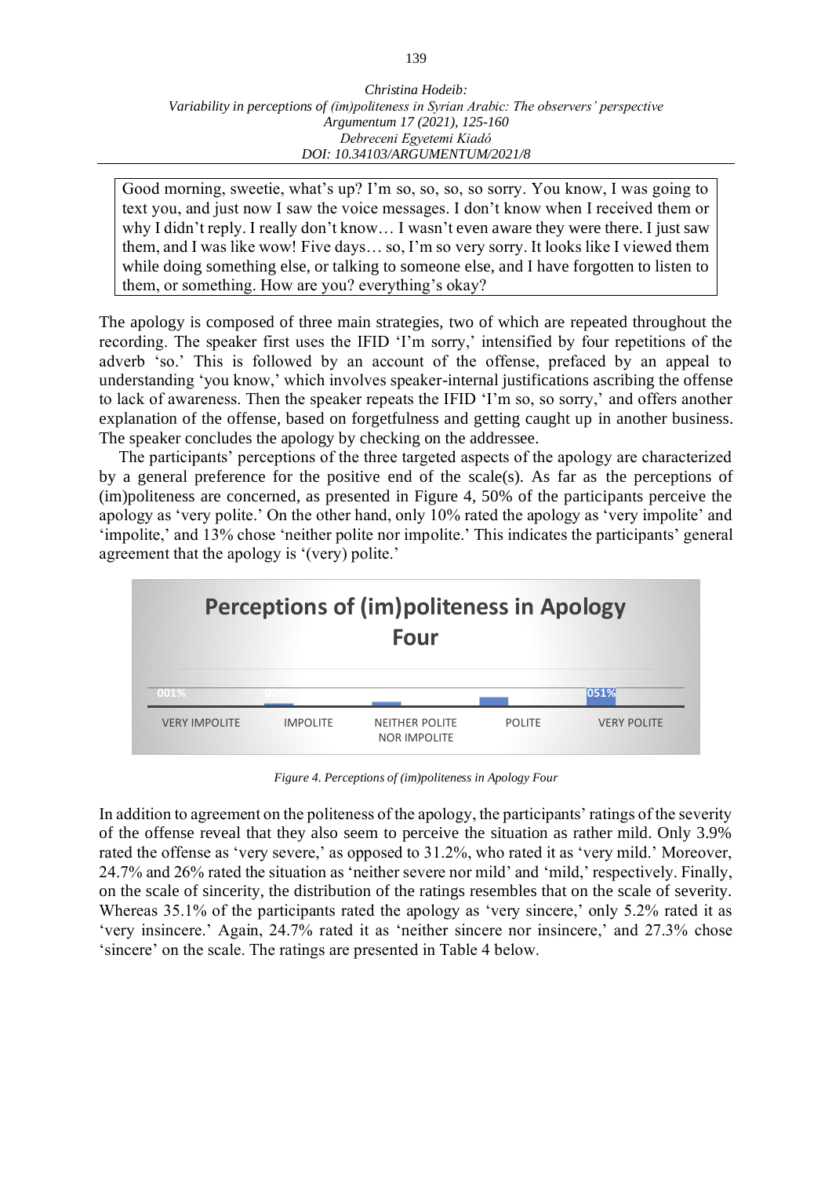Good morning, sweetie, what's up? I'm so, so, so, so sorry. You know, I was going to text you, and just now I saw the voice messages. I don't know when I received them or why I didn't reply. I really don't know… I wasn't even aware they were there. I just saw them, and I was like wow! Five days… so, I'm so very sorry. It looks like I viewed them while doing something else, or talking to someone else, and I have forgotten to listen to them, or something. How are you? everything's okay?

The apology is composed of three main strategies, two of which are repeated throughout the recording. The speaker first uses the IFID 'I'm sorry,' intensified by four repetitions of the adverb 'so.' This is followed by an account of the offense, prefaced by an appeal to understanding 'you know,' which involves speaker-internal justifications ascribing the offense to lack of awareness. Then the speaker repeats the IFID 'I'm so, so sorry,' and offers another explanation of the offense, based on forgetfulness and getting caught up in another business. The speaker concludes the apology by checking on the addressee.

The participants' perceptions of the three targeted aspects of the apology are characterized by a general preference for the positive end of the scale(s). As far as the perceptions of (im)politeness are concerned, as presented in Figure 4, 50% of the participants perceive the apology as 'very polite.' On the other hand, only 10% rated the apology as 'very impolite' and 'impolite,' and 13% chose 'neither polite nor impolite.' This indicates the participants' general agreement that the apology is '(very) polite.'

**Perceptions of (im)politeness in Apology Four**

| VERY IMPOLITE | IMPOLITE | NEITHER POLITE NOR IMPOLITE | POLITE | VERY POLITE |
|---|---|---|---|---|
| 001% | 009 | | | 051% |

*Figure 4. Perceptions of (im)politeness in Apology Four*

In addition to agreement on the politeness of the apology, the participants' ratings of the severity of the offense reveal that they also seem to perceive the situation as rather mild. Only 3.9% rated the offense as 'very severe,' as opposed to 31.2%, who rated it as 'very mild.' Moreover, 24.7% and 26% rated the situation as 'neither severe nor mild' and 'mild,' respectively. Finally, on the scale of sincerity, the distribution of the ratings resembles that on the scale of severity. Whereas 35.1% of the participants rated the apology as 'very sincere,' only 5.2% rated it as 'very insincere.' Again, 24.7% rated it as 'neither sincere nor insincere,' and 27.3% chose 'sincere' on the scale. The ratings are presented in Table 4 below.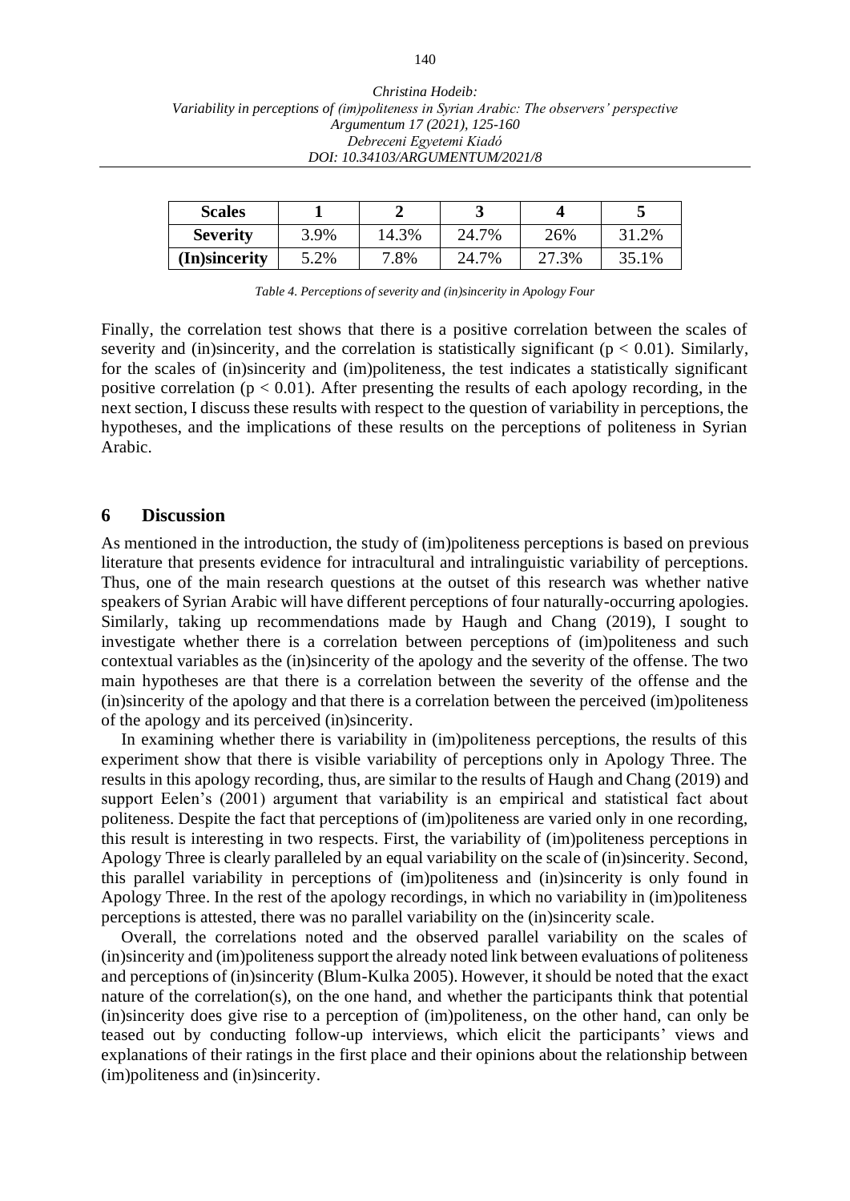| Scales | 1 | 2 | 3 | 4 | 5 |
|---|---|---|---|---|---|
| Severity | 3.9% | 14.3% | 24.7% | 26% | 31.2% |
| (In)sincerity | 5.2% | 7.8% | 24.7% | 27.3% | 35.1% |

*Table 4. Perceptions of severity and (in)sincerity in Apology Four*

Finally, the correlation test shows that there is a positive correlation between the scales of severity and (in)sincerity, and the correlation is statistically significant ($p < 0.01$). Similarly, for the scales of (in)sincerity and (im)politeness, the test indicates a statistically significant positive correlation ($p < 0.01$). After presenting the results of each apology recording, in the next section, I discuss these results with respect to the question of variability in perceptions, the hypotheses, and the implications of these results on the perceptions of politeness in Syrian Arabic.

## 6 Discussion

As mentioned in the introduction, the study of (im)politeness perceptions is based on previous literature that presents evidence for intracultural and intralinguistic variability of perceptions. Thus, one of the main research questions at the outset of this research was whether native speakers of Syrian Arabic will have different perceptions of four naturally-occurring apologies. Similarly, taking up recommendations made by Haugh and Chang (2019), I sought to investigate whether there is a correlation between perceptions of (im)politeness and such contextual variables as the (in)sincerity of the apology and the severity of the offense. The two main hypotheses are that there is a correlation between the severity of the offense and the (in)sincerity of the apology and that there is a correlation between the perceived (im)politeness of the apology and its perceived (in)sincerity.

In examining whether there is variability in (im)politeness perceptions, the results of this experiment show that there is visible variability of perceptions only in Apology Three. The results in this apology recording, thus, are similar to the results of Haugh and Chang (2019) and support Eelen's (2001) argument that variability is an empirical and statistical fact about politeness. Despite the fact that perceptions of (im)politeness are varied only in one recording, this result is interesting in two respects. First, the variability of (im)politeness perceptions in Apology Three is clearly paralleled by an equal variability on the scale of (in)sincerity. Second, this parallel variability in perceptions of (im)politeness and (in)sincerity is only found in Apology Three. In the rest of the apology recordings, in which no variability in (im)politeness perceptions is attested, there was no parallel variability on the (in)sincerity scale.

Overall, the correlations noted and the observed parallel variability on the scales of (in)sincerity and (im)politeness support the already noted link between evaluations of politeness and perceptions of (in)sincerity (Blum-Kulka 2005). However, it should be noted that the exact nature of the correlation(s), on the one hand, and whether the participants think that potential (in)sincerity does give rise to a perception of (im)politeness, on the other hand, can only be teased out by conducting follow-up interviews, which elicit the participants' views and explanations of their ratings in the first place and their opinions about the relationship between (im)politeness and (in)sincerity.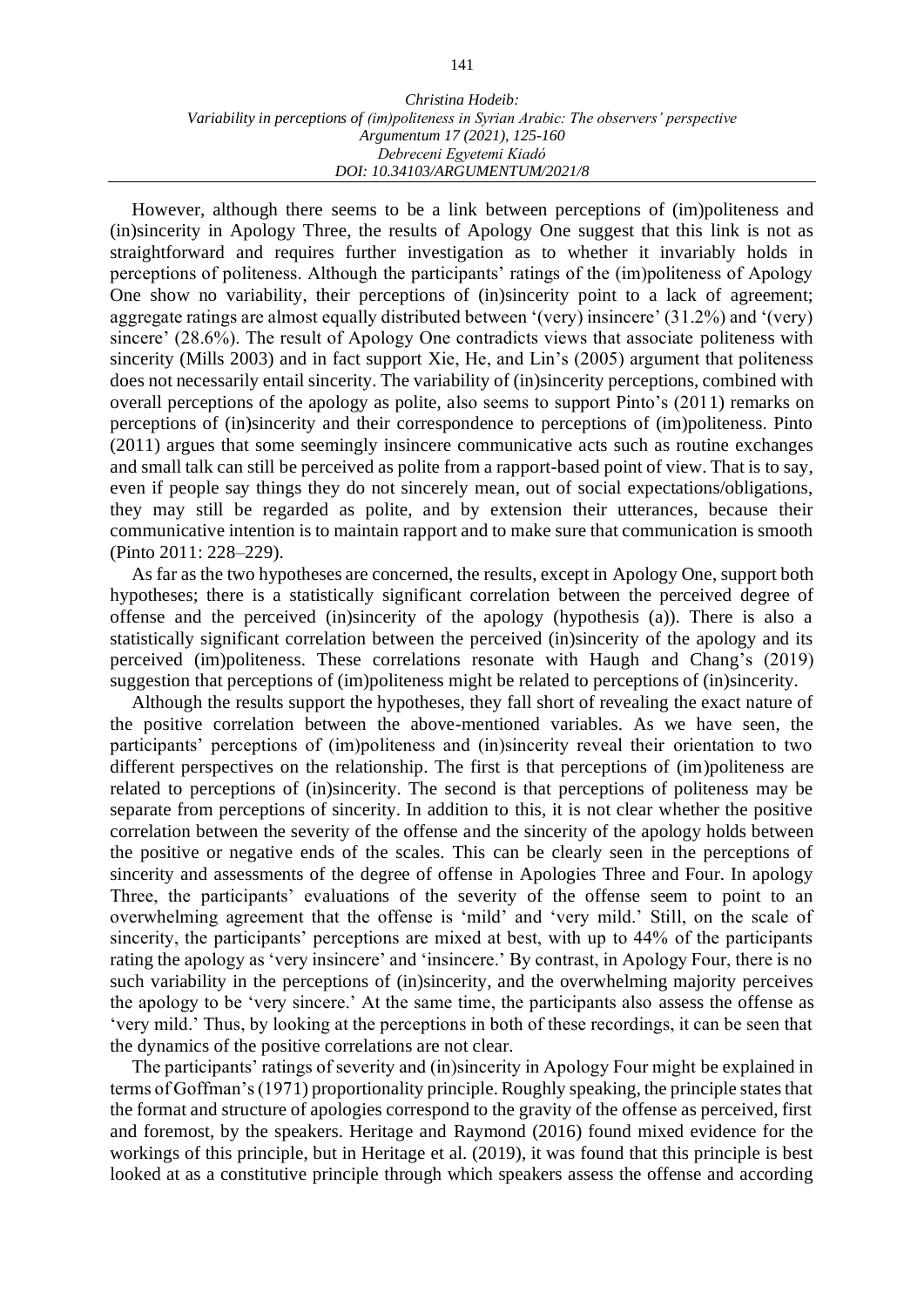However, although there seems to be a link between perceptions of (im)politeness and (in)sincerity in Apology Three, the results of Apology One suggest that this link is not as straightforward and requires further investigation as to whether it invariably holds in perceptions of politeness. Although the participants' ratings of the (im)politeness of Apology One show no variability, their perceptions of (in)sincerity point to a lack of agreement; aggregate ratings are almost equally distributed between '(very) insincere' (31.2%) and '(very) sincere' (28.6%). The result of Apology One contradicts views that associate politeness with sincerity (Mills 2003) and in fact support Xie, He, and Lin's (2005) argument that politeness does not necessarily entail sincerity. The variability of (in)sincerity perceptions, combined with overall perceptions of the apology as polite, also seems to support Pinto's (2011) remarks on perceptions of (in)sincerity and their correspondence to perceptions of (im)politeness. Pinto (2011) argues that some seemingly insincere communicative acts such as routine exchanges and small talk can still be perceived as polite from a rapport-based point of view. That is to say, even if people say things they do not sincerely mean, out of social expectations/obligations, they may still be regarded as polite, and by extension their utterances, because their communicative intention is to maintain rapport and to make sure that communication is smooth (Pinto 2011: 228–229).

As far as the two hypotheses are concerned, the results, except in Apology One, support both hypotheses; there is a statistically significant correlation between the perceived degree of offense and the perceived (in)sincerity of the apology (hypothesis (a)). There is also a statistically significant correlation between the perceived (in)sincerity of the apology and its perceived (im)politeness. These correlations resonate with Haugh and Chang's (2019) suggestion that perceptions of (im)politeness might be related to perceptions of (in)sincerity.

Although the results support the hypotheses, they fall short of revealing the exact nature of the positive correlation between the above-mentioned variables. As we have seen, the participants' perceptions of (im)politeness and (in)sincerity reveal their orientation to two different perspectives on the relationship. The first is that perceptions of (im)politeness are related to perceptions of (in)sincerity. The second is that perceptions of politeness may be separate from perceptions of sincerity. In addition to this, it is not clear whether the positive correlation between the severity of the offense and the sincerity of the apology holds between the positive or negative ends of the scales. This can be clearly seen in the perceptions of sincerity and assessments of the degree of offense in Apologies Three and Four. In apology Three, the participants' evaluations of the severity of the offense seem to point to an overwhelming agreement that the offense is 'mild' and 'very mild.' Still, on the scale of sincerity, the participants' perceptions are mixed at best, with up to 44% of the participants rating the apology as 'very insincere' and 'insincere.' By contrast, in Apology Four, there is no such variability in the perceptions of (in)sincerity, and the overwhelming majority perceives the apology to be 'very sincere.' At the same time, the participants also assess the offense as 'very mild.' Thus, by looking at the perceptions in both of these recordings, it can be seen that the dynamics of the positive correlations are not clear.

The participants' ratings of severity and (in)sincerity in Apology Four might be explained in terms of Goffman's (1971) proportionality principle. Roughly speaking, the principle states that the format and structure of apologies correspond to the gravity of the offense as perceived, first and foremost, by the speakers. Heritage and Raymond (2016) found mixed evidence for the workings of this principle, but in Heritage et al. (2019), it was found that this principle is best looked at as a constitutive principle through which speakers assess the offense and according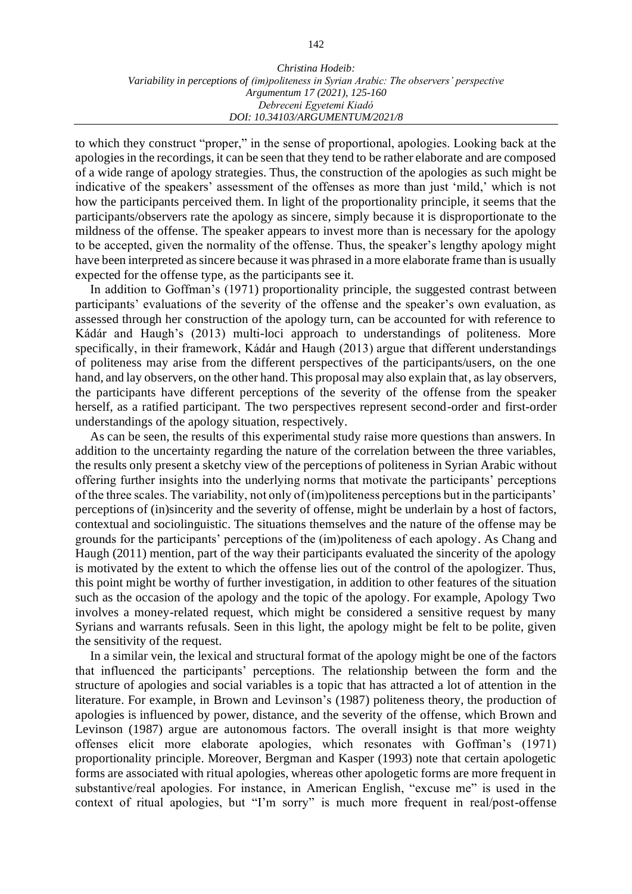to which they construct "proper," in the sense of proportional, apologies. Looking back at the apologies in the recordings, it can be seen that they tend to be rather elaborate and are composed of a wide range of apology strategies. Thus, the construction of the apologies as such might be indicative of the speakers' assessment of the offenses as more than just 'mild,' which is not how the participants perceived them. In light of the proportionality principle, it seems that the participants/observers rate the apology as sincere, simply because it is disproportionate to the mildness of the offense. The speaker appears to invest more than is necessary for the apology to be accepted, given the normality of the offense. Thus, the speaker's lengthy apology might have been interpreted as sincere because it was phrased in a more elaborate frame than is usually expected for the offense type, as the participants see it.

In addition to Goffman's (1971) proportionality principle, the suggested contrast between participants' evaluations of the severity of the offense and the speaker's own evaluation, as assessed through her construction of the apology turn, can be accounted for with reference to Kádár and Haugh's (2013) multi-loci approach to understandings of politeness. More specifically, in their framework, Kádár and Haugh (2013) argue that different understandings of politeness may arise from the different perspectives of the participants/users, on the one hand, and lay observers, on the other hand. This proposal may also explain that, as lay observers, the participants have different perceptions of the severity of the offense from the speaker herself, as a ratified participant. The two perspectives represent second-order and first-order understandings of the apology situation, respectively.

As can be seen, the results of this experimental study raise more questions than answers. In addition to the uncertainty regarding the nature of the correlation between the three variables, the results only present a sketchy view of the perceptions of politeness in Syrian Arabic without offering further insights into the underlying norms that motivate the participants' perceptions of the three scales. The variability, not only of (im)politeness perceptions but in the participants' perceptions of (in)sincerity and the severity of offense, might be underlain by a host of factors, contextual and sociolinguistic. The situations themselves and the nature of the offense may be grounds for the participants' perceptions of the (im)politeness of each apology. As Chang and Haugh (2011) mention, part of the way their participants evaluated the sincerity of the apology is motivated by the extent to which the offense lies out of the control of the apologizer. Thus, this point might be worthy of further investigation, in addition to other features of the situation such as the occasion of the apology and the topic of the apology. For example, Apology Two involves a money-related request, which might be considered a sensitive request by many Syrians and warrants refusals. Seen in this light, the apology might be felt to be polite, given the sensitivity of the request.

In a similar vein, the lexical and structural format of the apology might be one of the factors that influenced the participants' perceptions. The relationship between the form and the structure of apologies and social variables is a topic that has attracted a lot of attention in the literature. For example, in Brown and Levinson's (1987) politeness theory, the production of apologies is influenced by power, distance, and the severity of the offense, which Brown and Levinson (1987) argue are autonomous factors. The overall insight is that more weighty offenses elicit more elaborate apologies, which resonates with Goffman's (1971) proportionality principle. Moreover, Bergman and Kasper (1993) note that certain apologetic forms are associated with ritual apologies, whereas other apologetic forms are more frequent in substantive/real apologies. For instance, in American English, "excuse me" is used in the context of ritual apologies, but "I'm sorry" is much more frequent in real/post-offense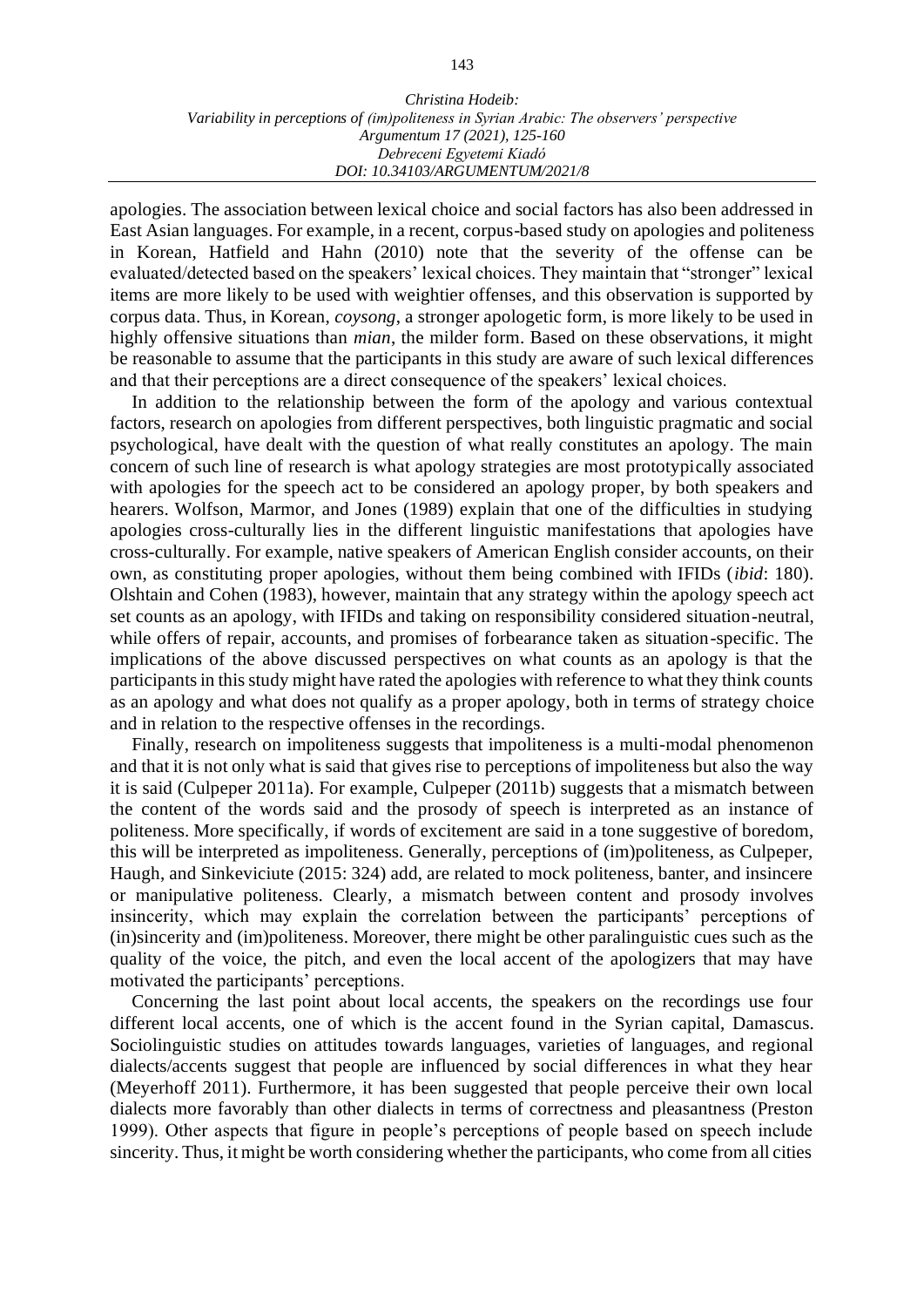apologies. The association between lexical choice and social factors has also been addressed in East Asian languages. For example, in a recent, corpus-based study on apologies and politeness in Korean, Hatfield and Hahn (2010) note that the severity of the offense can be evaluated/detected based on the speakers' lexical choices. They maintain that "stronger" lexical items are more likely to be used with weightier offenses, and this observation is supported by corpus data. Thus, in Korean, *coysong*, a stronger apologetic form, is more likely to be used in highly offensive situations than *mian*, the milder form. Based on these observations, it might be reasonable to assume that the participants in this study are aware of such lexical differences and that their perceptions are a direct consequence of the speakers' lexical choices.

In addition to the relationship between the form of the apology and various contextual factors, research on apologies from different perspectives, both linguistic pragmatic and social psychological, have dealt with the question of what really constitutes an apology. The main concern of such line of research is what apology strategies are most prototypically associated with apologies for the speech act to be considered an apology proper, by both speakers and hearers. Wolfson, Marmor, and Jones (1989) explain that one of the difficulties in studying apologies cross-culturally lies in the different linguistic manifestations that apologies have cross-culturally. For example, native speakers of American English consider accounts, on their own, as constituting proper apologies, without them being combined with IFIDs (*ibid*: 180). Olshtain and Cohen (1983), however, maintain that any strategy within the apology speech act set counts as an apology, with IFIDs and taking on responsibility considered situation-neutral, while offers of repair, accounts, and promises of forbearance taken as situation-specific. The implications of the above discussed perspectives on what counts as an apology is that the participants in this study might have rated the apologies with reference to what they think counts as an apology and what does not qualify as a proper apology, both in terms of strategy choice and in relation to the respective offenses in the recordings.

Finally, research on impoliteness suggests that impoliteness is a multi-modal phenomenon and that it is not only what is said that gives rise to perceptions of impoliteness but also the way it is said (Culpeper 2011a). For example, Culpeper (2011b) suggests that a mismatch between the content of the words said and the prosody of speech is interpreted as an instance of politeness. More specifically, if words of excitement are said in a tone suggestive of boredom, this will be interpreted as impoliteness. Generally, perceptions of (im)politeness, as Culpeper, Haugh, and Sinkeviciute (2015: 324) add, are related to mock politeness, banter, and insincere or manipulative politeness. Clearly, a mismatch between content and prosody involves insincerity, which may explain the correlation between the participants' perceptions of (in)sincerity and (im)politeness. Moreover, there might be other paralinguistic cues such as the quality of the voice, the pitch, and even the local accent of the apologizers that may have motivated the participants' perceptions.

Concerning the last point about local accents, the speakers on the recordings use four different local accents, one of which is the accent found in the Syrian capital, Damascus. Sociolinguistic studies on attitudes towards languages, varieties of languages, and regional dialects/accents suggest that people are influenced by social differences in what they hear (Meyerhoff 2011). Furthermore, it has been suggested that people perceive their own local dialects more favorably than other dialects in terms of correctness and pleasantness (Preston 1999). Other aspects that figure in people's perceptions of people based on speech include sincerity. Thus, it might be worth considering whether the participants, who come from all cities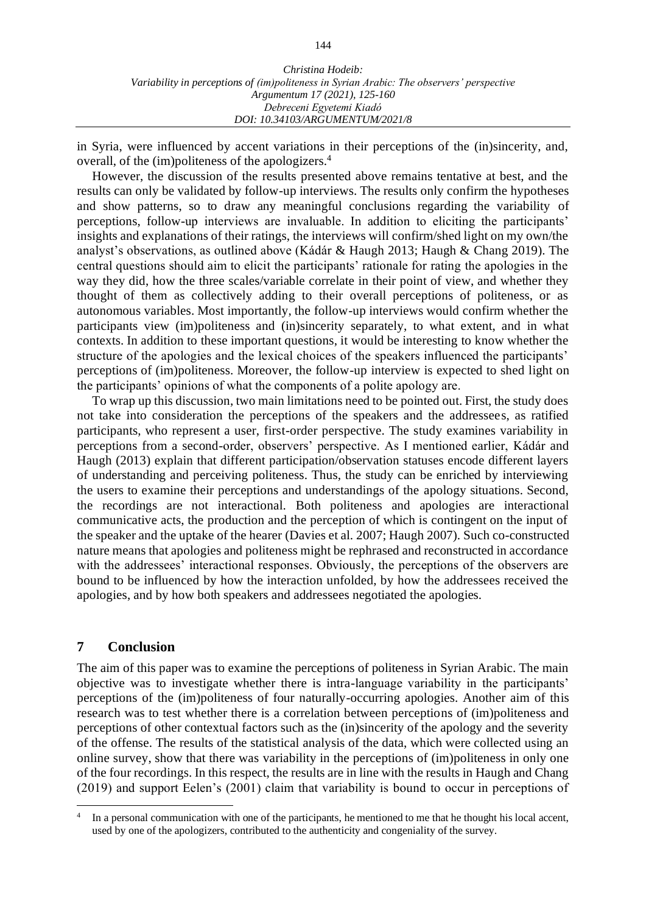in Syria, were influenced by accent variations in their perceptions of the (in)sincerity, and, overall, of the (im)politeness of the apologizers.[4]

However, the discussion of the results presented above remains tentative at best, and the results can only be validated by follow-up interviews. The results only confirm the hypotheses and show patterns, so to draw any meaningful conclusions regarding the variability of perceptions, follow-up interviews are invaluable. In addition to eliciting the participants' insights and explanations of their ratings, the interviews will confirm/shed light on my own/the analyst's observations, as outlined above (Kádár & Haugh 2013; Haugh & Chang 2019). The central questions should aim to elicit the participants' rationale for rating the apologies in the way they did, how the three scales/variable correlate in their point of view, and whether they thought of them as collectively adding to their overall perceptions of politeness, or as autonomous variables. Most importantly, the follow-up interviews would confirm whether the participants view (im)politeness and (in)sincerity separately, to what extent, and in what contexts. In addition to these important questions, it would be interesting to know whether the structure of the apologies and the lexical choices of the speakers influenced the participants' perceptions of (im)politeness. Moreover, the follow-up interview is expected to shed light on the participants' opinions of what the components of a polite apology are.

To wrap up this discussion, two main limitations need to be pointed out. First, the study does not take into consideration the perceptions of the speakers and the addressees, as ratified participants, who represent a user, first-order perspective. The study examines variability in perceptions from a second-order, observers' perspective. As I mentioned earlier, Kádár and Haugh (2013) explain that different participation/observation statuses encode different layers of understanding and perceiving politeness. Thus, the study can be enriched by interviewing the users to examine their perceptions and understandings of the apology situations. Second, the recordings are not interactional. Both politeness and apologies are interactional communicative acts, the production and the perception of which is contingent on the input of the speaker and the uptake of the hearer (Davies et al. 2007; Haugh 2007). Such co-constructed nature means that apologies and politeness might be rephrased and reconstructed in accordance with the addressees' interactional responses. Obviously, the perceptions of the observers are bound to be influenced by how the interaction unfolded, by how the addressees received the apologies, and by how both speakers and addressees negotiated the apologies.

## 7 Conclusion

The aim of this paper was to examine the perceptions of politeness in Syrian Arabic. The main objective was to investigate whether there is intra-language variability in the participants' perceptions of the (im)politeness of four naturally-occurring apologies. Another aim of this research was to test whether there is a correlation between perceptions of (im)politeness and perceptions of other contextual factors such as the (in)sincerity of the apology and the severity of the offense. The results of the statistical analysis of the data, which were collected using an online survey, show that there was variability in the perceptions of (im)politeness in only one of the four recordings. In this respect, the results are in line with the results in Haugh and Chang (2019) and support Eelen's (2001) claim that variability is bound to occur in perceptions of

[4] In a personal communication with one of the participants, he mentioned to me that he thought his local accent, used by one of the apologizers, contributed to the authenticity and congeniality of the survey.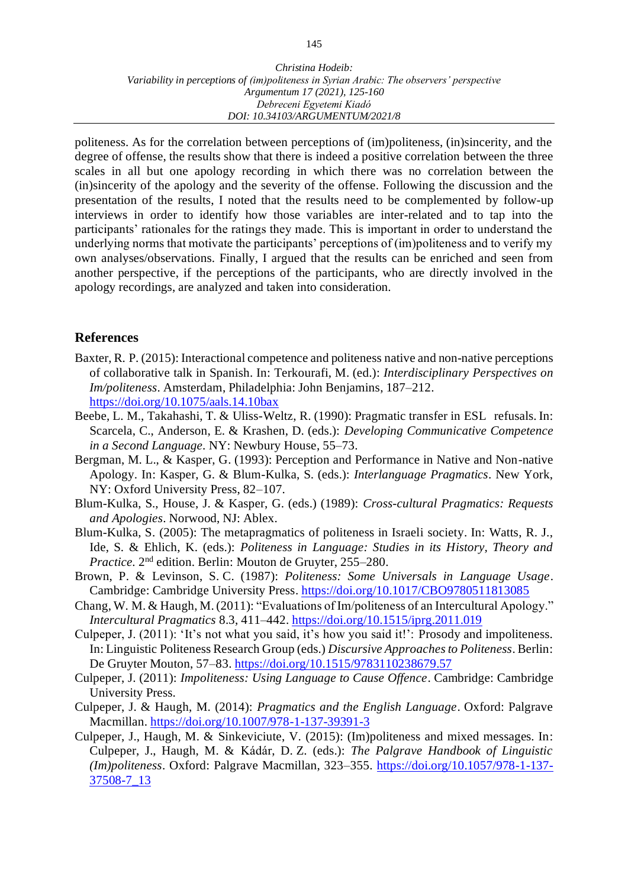politeness. As for the correlation between perceptions of (im)politeness, (in)sincerity, and the degree of offense, the results show that there is indeed a positive correlation between the three scales in all but one apology recording in which there was no correlation between the (in)sincerity of the apology and the severity of the offense. Following the discussion and the presentation of the results, I noted that the results need to be complemented by follow-up interviews in order to identify how those variables are inter-related and to tap into the participants' rationales for the ratings they made. This is important in order to understand the underlying norms that motivate the participants' perceptions of (im)politeness and to verify my own analyses/observations. Finally, I argued that the results can be enriched and seen from another perspective, if the perceptions of the participants, who are directly involved in the apology recordings, are analyzed and taken into consideration.

## References

- Baxter, R. P. (2015): Interactional competence and politeness native and non-native perceptions of collaborative talk in Spanish. In: Terkourafi, M. (ed.): *Interdisciplinary Perspectives on Im/politeness*. Amsterdam, Philadelphia: John Benjamins, 187–212. https://doi.org/10.1075/aals.14.10bax
- Beebe, L. M., Takahashi, T. & Uliss-Weltz, R. (1990): Pragmatic transfer in ESL refusals. In: Scarcela, C., Anderson, E. & Krashen, D. (eds.): *Developing Communicative Competence in a Second Language*. NY: Newbury House, 55–73.
- Bergman, M. L., & Kasper, G. (1993): Perception and Performance in Native and Non-native Apology. In: Kasper, G. & Blum-Kulka, S. (eds.): *Interlanguage Pragmatics*. New York, NY: Oxford University Press, 82–107.
- Blum-Kulka, S., House, J. & Kasper, G. (eds.) (1989): *Cross-cultural Pragmatics: Requests and Apologies*. Norwood, NJ: Ablex.
- Blum-Kulka, S. (2005): The metapragmatics of politeness in Israeli society. In: Watts, R. J., Ide, S. & Ehlich, K. (eds.): *Politeness in Language: Studies in its History, Theory and Practice*. 2nd edition. Berlin: Mouton de Gruyter, 255–280.
- Brown, P. & Levinson, S. C. (1987): *Politeness: Some Universals in Language Usage*. Cambridge: Cambridge University Press. https://doi.org/10.1017/CBO9780511813085
- Chang, W. M. & Haugh, M. (2011): "Evaluations of Im/politeness of an Intercultural Apology." *Intercultural Pragmatics* 8.3, 411–442. https://doi.org/10.1515/iprg.2011.019
- Culpeper, J. (2011): 'It's not what you said, it's how you said it!': Prosody and impoliteness. In: Linguistic Politeness Research Group (eds.) *Discursive Approaches to Politeness*. Berlin: De Gruyter Mouton, 57–83. https://doi.org/10.1515/9783110238679.57
- Culpeper, J. (2011): *Impoliteness: Using Language to Cause Offence*. Cambridge: Cambridge University Press.
- Culpeper, J. & Haugh, M. (2014): *Pragmatics and the English Language*. Oxford: Palgrave Macmillan. https://doi.org/10.1007/978-1-137-39391-3
- Culpeper, J., Haugh, M. & Sinkeviciute, V. (2015): (Im)politeness and mixed messages. In: Culpeper, J., Haugh, M. & Kádár, D. Z. (eds.): *The Palgrave Handbook of Linguistic (Im)politeness*. Oxford: Palgrave Macmillan, 323–355. https://doi.org/10.1057/978-1-137-37508-7_13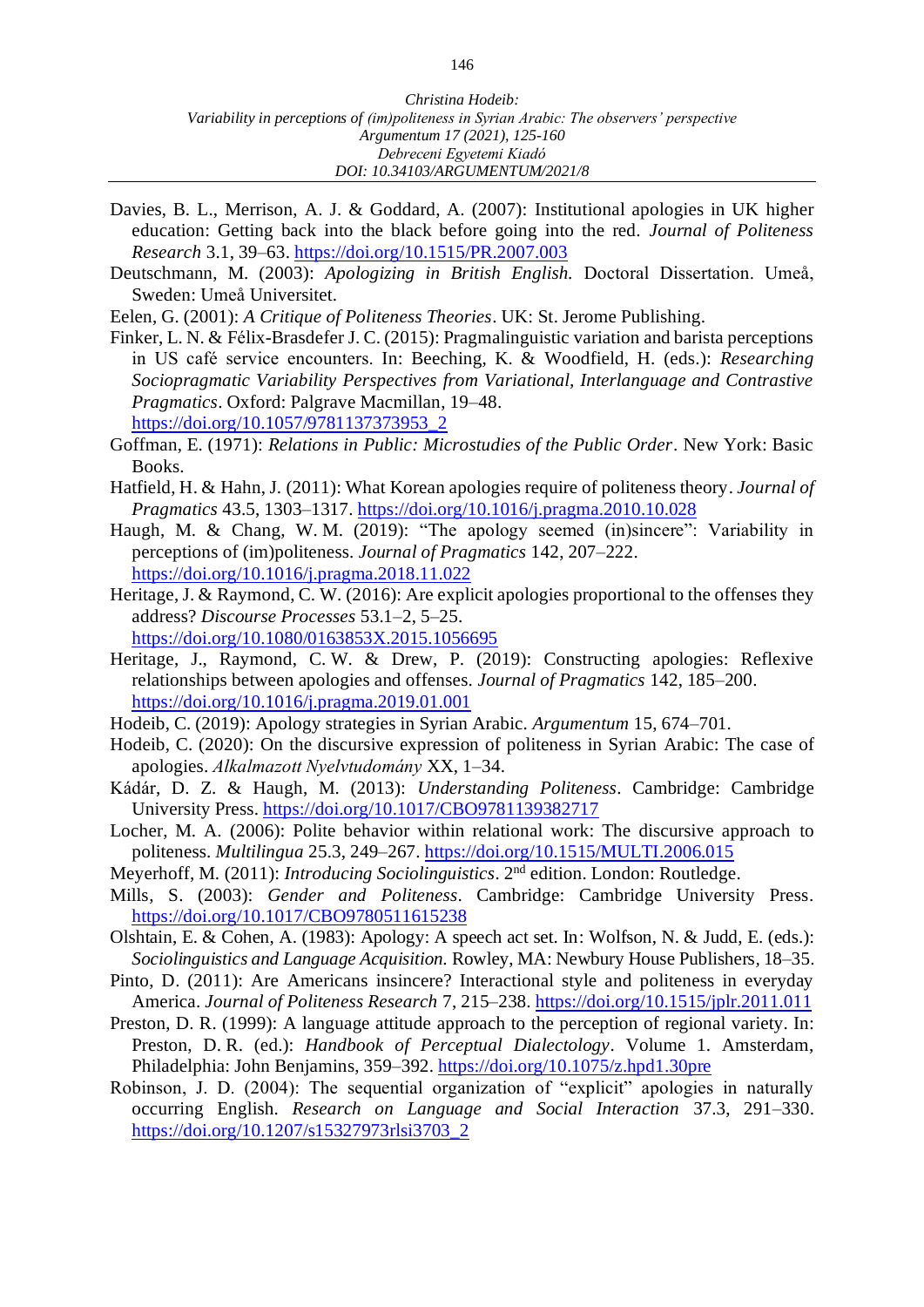Davies, B. L., Merrison, A. J. & Goddard, A. (2007): Institutional apologies in UK higher education: Getting back into the black before going into the red. *Journal of Politeness Research* 3.1, 39–63. https://doi.org/10.1515/PR.2007.003

Deutschmann, M. (2003): *Apologizing in British English.* Doctoral Dissertation. Umeå, Sweden: Umeå Universitet.

Eelen, G. (2001): *A Critique of Politeness Theories*. UK: St. Jerome Publishing.

Finker, L. N. & Félix-Brasdefer J. C. (2015): Pragmalinguistic variation and barista perceptions in US café service encounters. In: Beeching, K. & Woodfield, H. (eds.): *Researching Sociopragmatic Variability Perspectives from Variational, Interlanguage and Contrastive Pragmatics*. Oxford: Palgrave Macmillan, 19–48. https://doi.org/10.1057/9781137373953_2

Goffman, E. (1971): *Relations in Public: Microstudies of the Public Order*. New York: Basic Books.

Hatfield, H. & Hahn, J. (2011): What Korean apologies require of politeness theory. *Journal of Pragmatics* 43.5, 1303–1317. https://doi.org/10.1016/j.pragma.2010.10.028

Haugh, M. & Chang, W. M. (2019): "The apology seemed (in)sincere": Variability in perceptions of (im)politeness. *Journal of Pragmatics* 142, 207–222. https://doi.org/10.1016/j.pragma.2018.11.022

Heritage, J. & Raymond, C. W. (2016): Are explicit apologies proportional to the offenses they address? *Discourse Processes* 53.1–2, 5–25. https://doi.org/10.1080/0163853X.2015.1056695

Heritage, J., Raymond, C. W. & Drew, P. (2019): Constructing apologies: Reflexive relationships between apologies and offenses. *Journal of Pragmatics* 142, 185–200. https://doi.org/10.1016/j.pragma.2019.01.001

Hodeib, C. (2019): Apology strategies in Syrian Arabic. *Argumentum* 15, 674–701.

Hodeib, C. (2020): On the discursive expression of politeness in Syrian Arabic: The case of apologies. *Alkalmazott Nyelvtudomány* XX, 1–34.

Kádár, D. Z. & Haugh, M. (2013): *Understanding Politeness*. Cambridge: Cambridge University Press. https://doi.org/10.1017/CBO9781139382717

Locher, M. A. (2006): Polite behavior within relational work: The discursive approach to politeness. *Multilingua* 25.3, 249–267. https://doi.org/10.1515/MULTI.2006.015

Meyerhoff, M. (2011): *Introducing Sociolinguistics*. 2nd edition. London: Routledge.

Mills, S. (2003): *Gender and Politeness*. Cambridge: Cambridge University Press. https://doi.org/10.1017/CBO9780511615238

Olshtain, E. & Cohen, A. (1983): Apology: A speech act set. In: Wolfson, N. & Judd, E. (eds.): *Sociolinguistics and Language Acquisition.* Rowley, MA: Newbury House Publishers, 18–35.

Pinto, D. (2011): Are Americans insincere? Interactional style and politeness in everyday America. *Journal of Politeness Research* 7, 215–238. https://doi.org/10.1515/jplr.2011.011

Preston, D. R. (1999): A language attitude approach to the perception of regional variety. In: Preston, D. R. (ed.): *Handbook of Perceptual Dialectology*. Volume 1. Amsterdam, Philadelphia: John Benjamins, 359–392. https://doi.org/10.1075/z.hpd1.30pre

Robinson, J. D. (2004): The sequential organization of "explicit" apologies in naturally occurring English. *Research on Language and Social Interaction* 37.3, 291–330. https://doi.org/10.1207/s15327973rlsi3703_2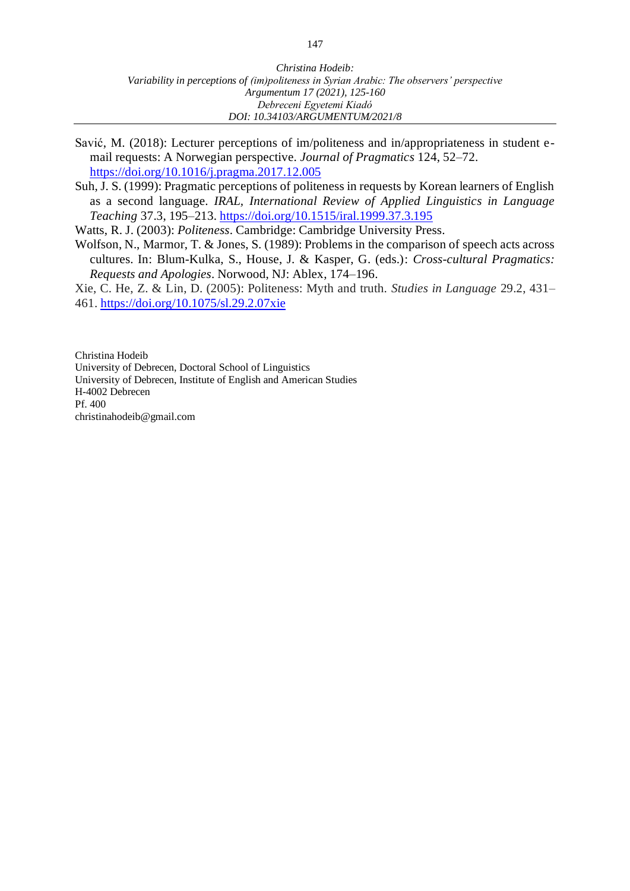Savić, M. (2018): Lecturer perceptions of im/politeness and in/appropriateness in student e-mail requests: A Norwegian perspective. *Journal of Pragmatics* 124, 52–72. https://doi.org/10.1016/j.pragma.2017.12.005

Suh, J. S. (1999): Pragmatic perceptions of politeness in requests by Korean learners of English as a second language. *IRAL, International Review of Applied Linguistics in Language Teaching* 37.3, 195–213. https://doi.org/10.1515/iral.1999.37.3.195

Watts, R. J. (2003): *Politeness*. Cambridge: Cambridge University Press.

Wolfson, N., Marmor, T. & Jones, S. (1989): Problems in the comparison of speech acts across cultures. In: Blum-Kulka, S., House, J. & Kasper, G. (eds.): *Cross-cultural Pragmatics: Requests and Apologies*. Norwood, NJ: Ablex, 174–196.

Xie, C. He, Z. & Lin, D. (2005): Politeness: Myth and truth. *Studies in Language* 29.2, 431–461. https://doi.org/10.1075/sl.29.2.07xie

Christina Hodeib
University of Debrecen, Doctoral School of Linguistics
University of Debrecen, Institute of English and American Studies
H-4002 Debrecen
Pf. 400
christinahodeib@gmail.com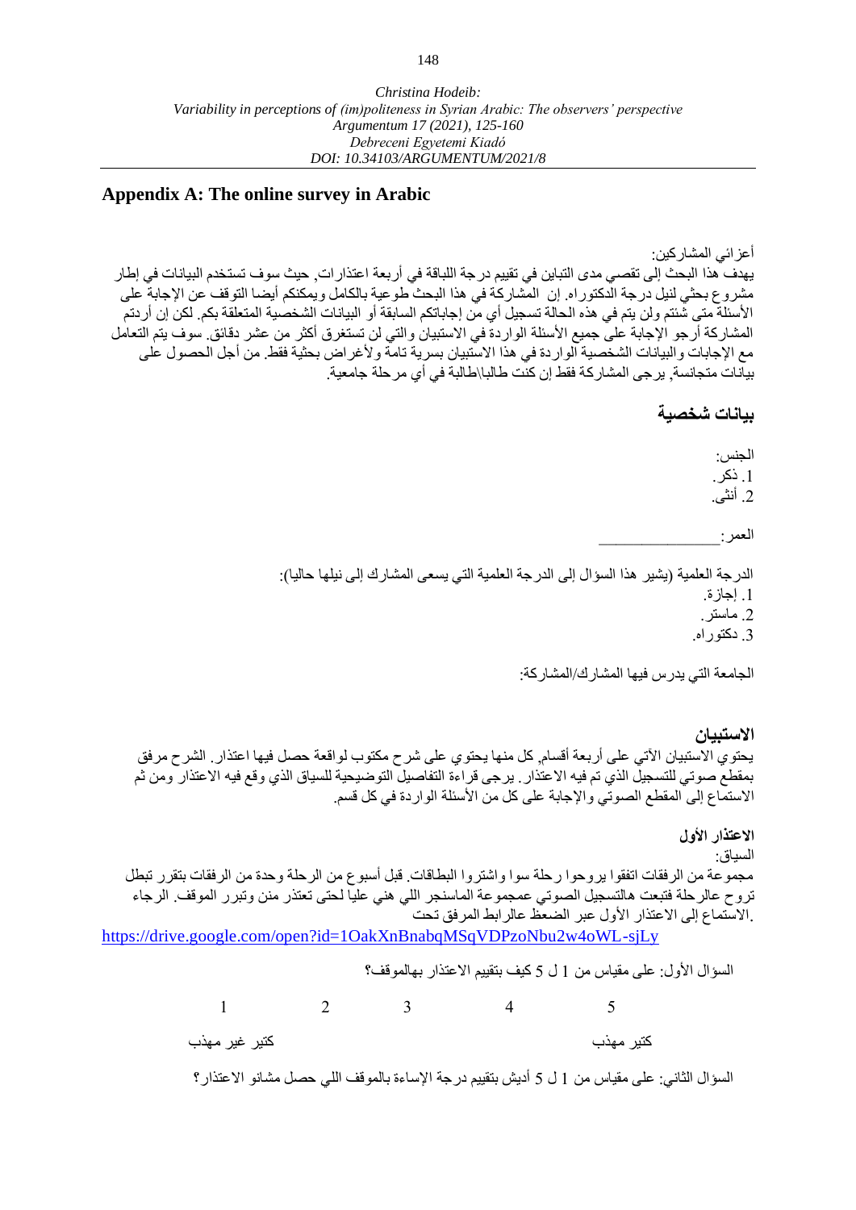## Appendix A: The online survey in Arabic

أعزائي المشاركين:
يهدف هذا البحث إلى تقصي مدى التباين في تقييم درجة اللباقة في أربعة اعتذارات. حيث سوف تستخدم البيانات في إطار مشروع بحثي لنيل درجة الدكتوراه. إن المشاركة في هذا البحث طوعية بالكامل ويمكنكم أيضا التوقف عن الإجابة على الأسئلة متى شئتم ولن يتم في هذه الحالة تسجيل أي من إجاباتكم السابقة أو البيانات الشخصية المتعلقة بكم. لكن إن أردتم المشاركة أرجو الإجابة على جميع الأسئلة الواردة في الاستبيان والتي لن تستغرق أكثر من عشر دقائق. سوف يتم التعامل مع الإجابات والبيانات الشخصية الواردة في هذا الاستبيان بسرية تامة ولأغراض بحثية فقط. من أجل الحصول على بيانات متجانسة, يرجى المشاركة فقط إن كنت طالبا\طالبة في أي مرحلة جامعية.

### بيانات شخصية

الجنس:
1. ذكر.
2. أنثى.

العمر: ________________

الدرجة العلمية (يشير هذا السؤال إلى الدرجة العلمية التي يسعى المشارك إلى نيلها حاليا):
1. إجازة.
2. ماستر.
3. دكتوراه.

الجامعة التي يدرس فيها المشارك/المشاركة:

### الاستبيان

يحتوي الاستبيان الآتي على أربعة أقسام, كل منها يحتوي على شرح مكتوب لواقعة حصل فيها اعتذار. الشرح مرفق بمقطع صوتي للتسجيل الذي تم فيه الاعتذار. يرجى قراءة التفاصيل التوضيحية للسياق الذي وقع فيه الاعتذار ومن ثم الاستماع إلى المقطع الصوتي والإجابة على كل من الأسئلة الواردة في كل قسم.

**الاعتذار الأول**

السياق:
مجموعة من الرفقات اتفقوا يروحوا رحلة سوا واشتروا البطاقات. قبل أسبوع من الرحلة وحدة من الرفقات بتقرر تبطل تروح عالرحلة فتبعت هالتسجيل الصوتي عمجموعة الماسنجر اللي هني عليا لحتى تعتذر منن وتبرر الموقف. الرجاء الاستماع إلى الاعتذار الأول عبر الضغط عالرابط المرفق تحت.

https://drive.google.com/open?id=1OakXnBnabqMSqVDPzoNbu2w4oWL-sjLy

السؤال الأول: على مقياس من 1 ل 5 كيف بتقييم الاعتذار بهالموقف؟

| 5 | 4 | 3 | 2 | 1 |
|---|---|---|---|---|
| كتير مهذب | | | | كتير غير مهذب |

السؤال الثاني: على مقياس من 1 ل 5 أديش بتقييم درجة الإساءة بالموقف اللي حصل مشانو الاعتذار؟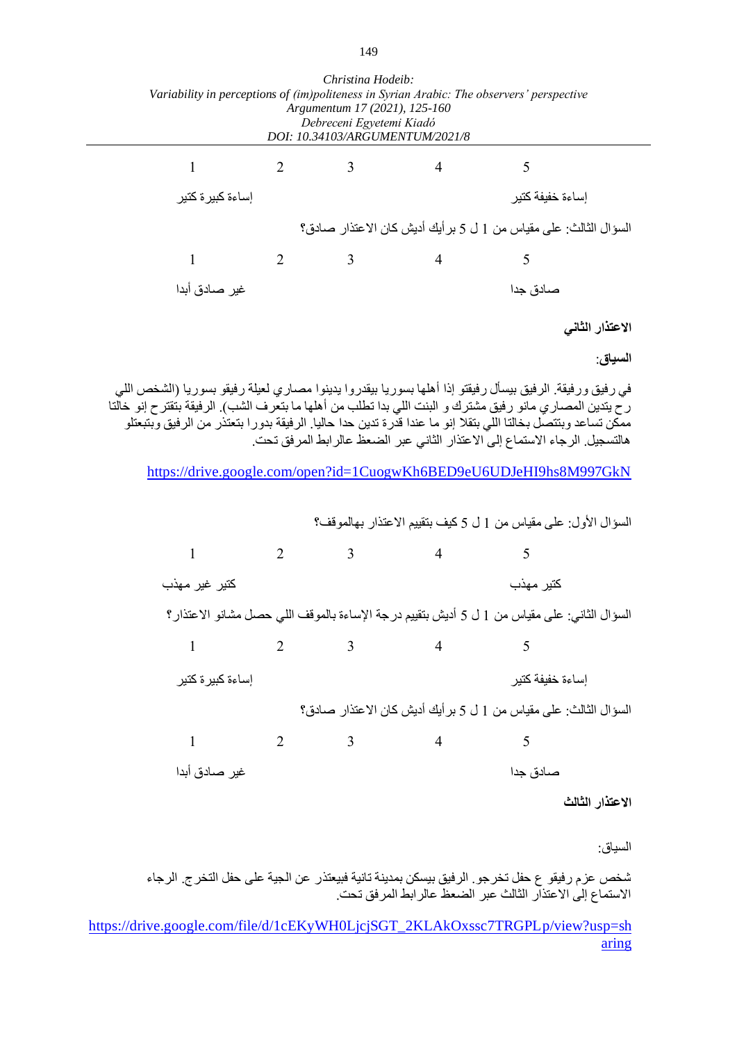| 1 | 2 | 3 | 4 | 5 |
|---|---|---|---|---|
| إساءة كبيرة كتير | | | | إساءة خفيفة كتير |

السؤال الثالث: على مقياس من 1 ل 5 برأيك أديش كان الاعتذار صادق؟

| 1 | 2 | 3 | 4 | 5 |
|---|---|---|---|---|
| غير صادق أبدا | | | | صادق جدا |

**الاعتذار الثاني**

**السياق:**

في رفيق ورفيقة. الرفيق بيسأل رفيقتو إذا أهلها بسوريا بيقدروا يدينوا مصاري لعيلة رفيقو بسوريا (الشخص اللي رح يتدين المصاري مانو رفيق مشترك و البنت اللي بدا تطلب من أهلها ما بتعرف الشب). الرفيقة بتقترح إنو خالتا ممكن تساعد وبتتصل بخالتا اللي بتقلا إنو ما عندا قدرة تدين حدا حاليا. الرفيقة بدورا بتعتذر من الرفيق وبتبعتلو هالتسجيل. الرجاء الاستماع إلى الاعتذار الثاني عبر الضغط عالرابط المرفق تحت.

https://drive.google.com/open?id=1CuogwKh6BED9eU6UDJeHI9hs8M997GkN

السؤال الأول: على مقياس من 1 ل 5 كيف بتقييم الاعتذار بهالموقف؟

| 1 | 2 | 3 | 4 | 5 |
|---|---|---|---|---|
| كتير غير مهذب | | | | كتير مهذب |

السؤال الثاني: على مقياس من 1 ل 5 أديش بتقييم درجة الإساءة بالموقف اللي حصل مشانو الاعتذار؟

| 1 | 2 | 3 | 4 | 5 |
|---|---|---|---|---|
| إساءة كبيرة كتير | | | | إساءة خفيفة كتير |

السؤال الثالث: على مقياس من 1 ل 5 برأيك أديش كان الاعتذار صادق؟

| 1 | 2 | 3 | 4 | 5 |
|---|---|---|---|---|
| غير صادق أبدا | | | | صادق جدا |

**الاعتذار الثالث**

السياق:

شخص عزم رفيقو ع حفل تخرجو. الرفيق بيسكن بمدينة تانية فبيعتذر عن الجية على حفل التخرج. الرجاء الاستماع إلى الاعتذار الثالث عبر الضغط عالرابط المرفق تحت.

https://drive.google.com/file/d/1cEKyWH0LjcjSGT_2KLAkOxssc7TRGPLp/view?usp=sharing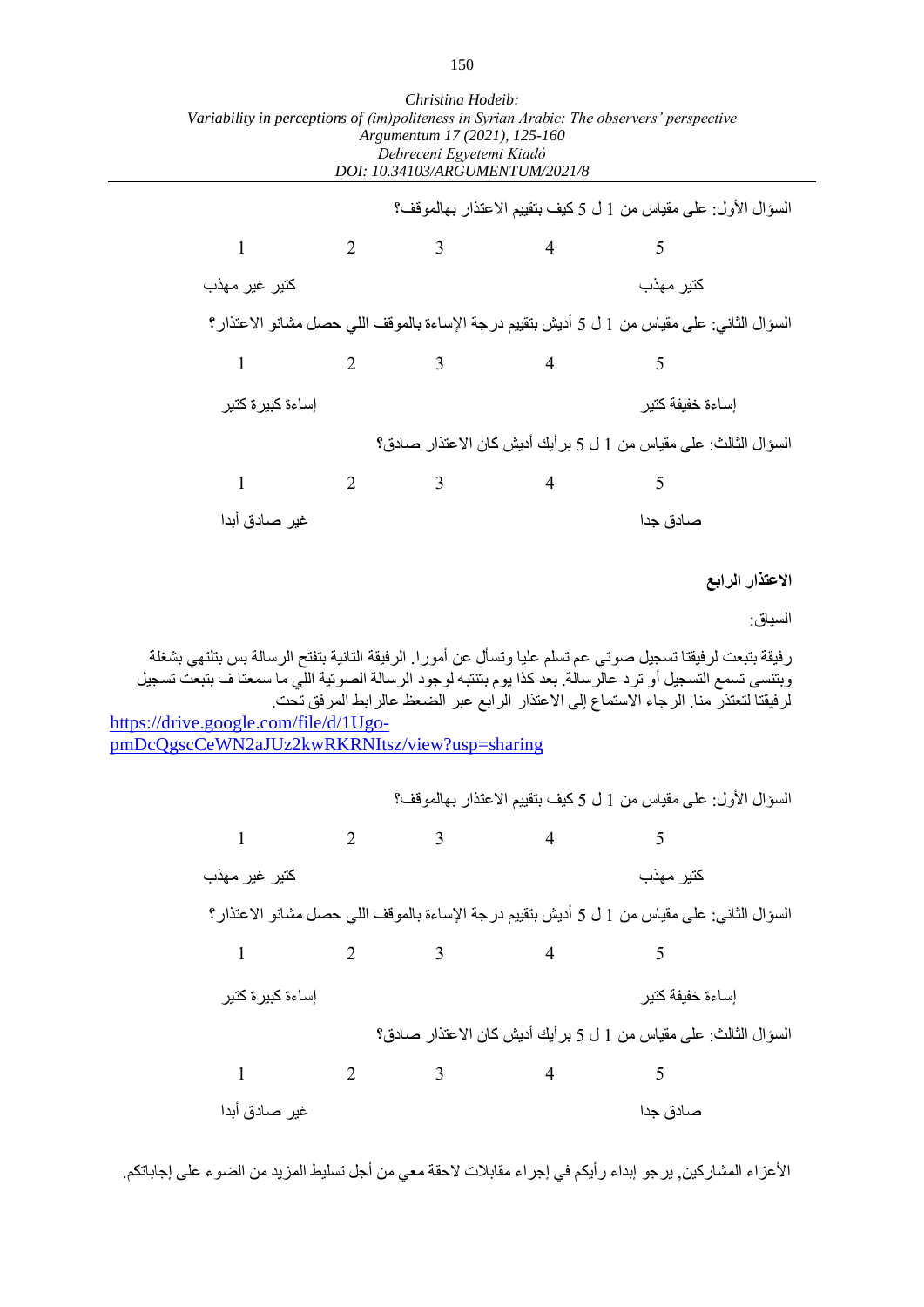السؤال الأول: على مقياس من 1 ل 5 كيف بتقييم الاعتذار بهالموقف؟

| 1 | 2 | 3 | 4 | 5 |
|---|---|---|---|---|
| كتير غير مهذب | | | | كتير مهذب |

السؤال الثاني: على مقياس من 1 ل 5 أديش بتقييم درجة الإساءة بالموقف اللي حصل مشانو الاعتذار؟

| 1 | 2 | 3 | 4 | 5 |
|---|---|---|---|---|
| إساءة كبيرة كتير | | | | إساءة خفيفة كتير |

السؤال الثالث: على مقياس من 1 ل 5 برأيك أديش كان الاعتذار صادق؟

| 1 | 2 | 3 | 4 | 5 |
|---|---|---|---|---|
| غير صادق أبدا | | | | صادق جدا |

**الاعتذار الرابع**

السياق:

رفيقة بتبعت لرفيقتا تسجيل صوتي عم تسلم عليا وتسأل عن أمورا. الرفيقة التانية بتفتح الرسالة بس بتلتهي بشغلة وبتنسى تسمع التسجيل أو ترد عالرسالة. بعد كذا يوم بتنتبه لوجود الرسالة الصوتية اللي ما سمعتا ف بتبعت تسجيل لرفيقتا لتعتذر منا. الرجاء الاستماع إلى الاعتذار الرابع عبر الضغط عالرابط المرفق تحت.
https://drive.google.com/file/d/1Ugo-pmDcQgscCeWN2aJUz2kwRKRNItsz/view?usp=sharing

السؤال الأول: على مقياس من 1 ل 5 كيف بتقييم الاعتذار بهالموقف؟

| 1 | 2 | 3 | 4 | 5 |
|---|---|---|---|---|
| كتير غير مهذب | | | | كتير مهذب |

السؤال الثاني: على مقياس من 1 ل 5 أديش بتقييم درجة الإساءة بالموقف اللي حصل مشانو الاعتذار؟

| 1 | 2 | 3 | 4 | 5 |
|---|---|---|---|---|
| إساءة كبيرة كتير | | | | إساءة خفيفة كتير |

السؤال الثالث: على مقياس من 1 ل 5 برأيك أديش كان الاعتذار صادق؟

| 1 | 2 | 3 | 4 | 5 |
|---|---|---|---|---|
| غير صادق أبدا | | | | صادق جدا |

الأعزاء المشاركين, يرجو إبداء رأيكم في إجراء مقابلات لاحقة معي من أجل تسليط المزيد من الضوء على إجاباتكم.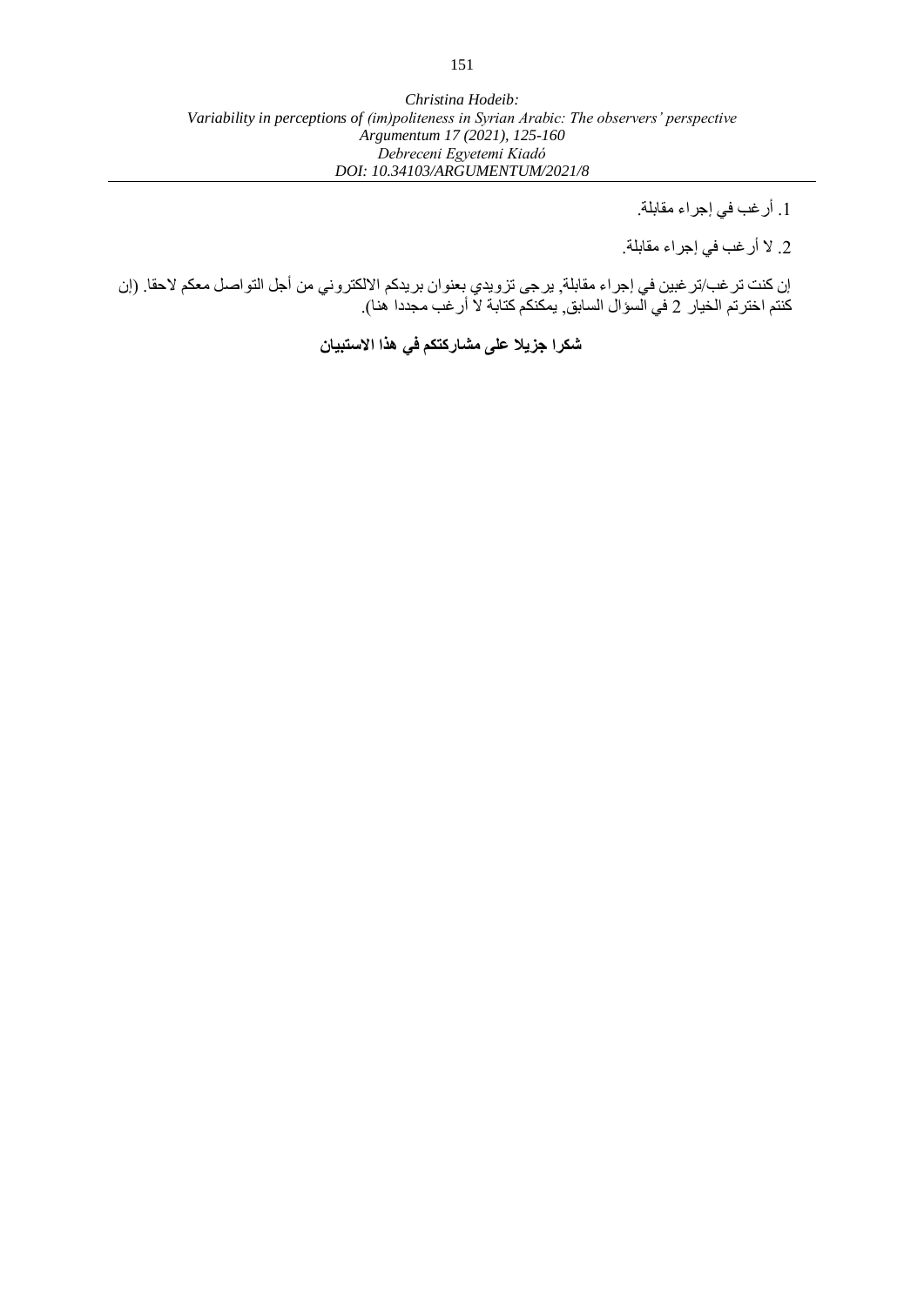1. أرغب في إجراء مقابلة.

2. لا أرغب في إجراء مقابلة.

إن كنت ترغب/ترغبين في إجراء مقابلة, يرجى تزويدي بعنوان بريدكم الالكتروني من أجل التواصل معكم لاحقا. (إن كنتم اخترتم الخيار 2 في السؤال السابق, يمكنكم كتابة لا أرغب مجددا هنا).

**شكرا جزيلا على مشاركتكم في هذا الاستبيان**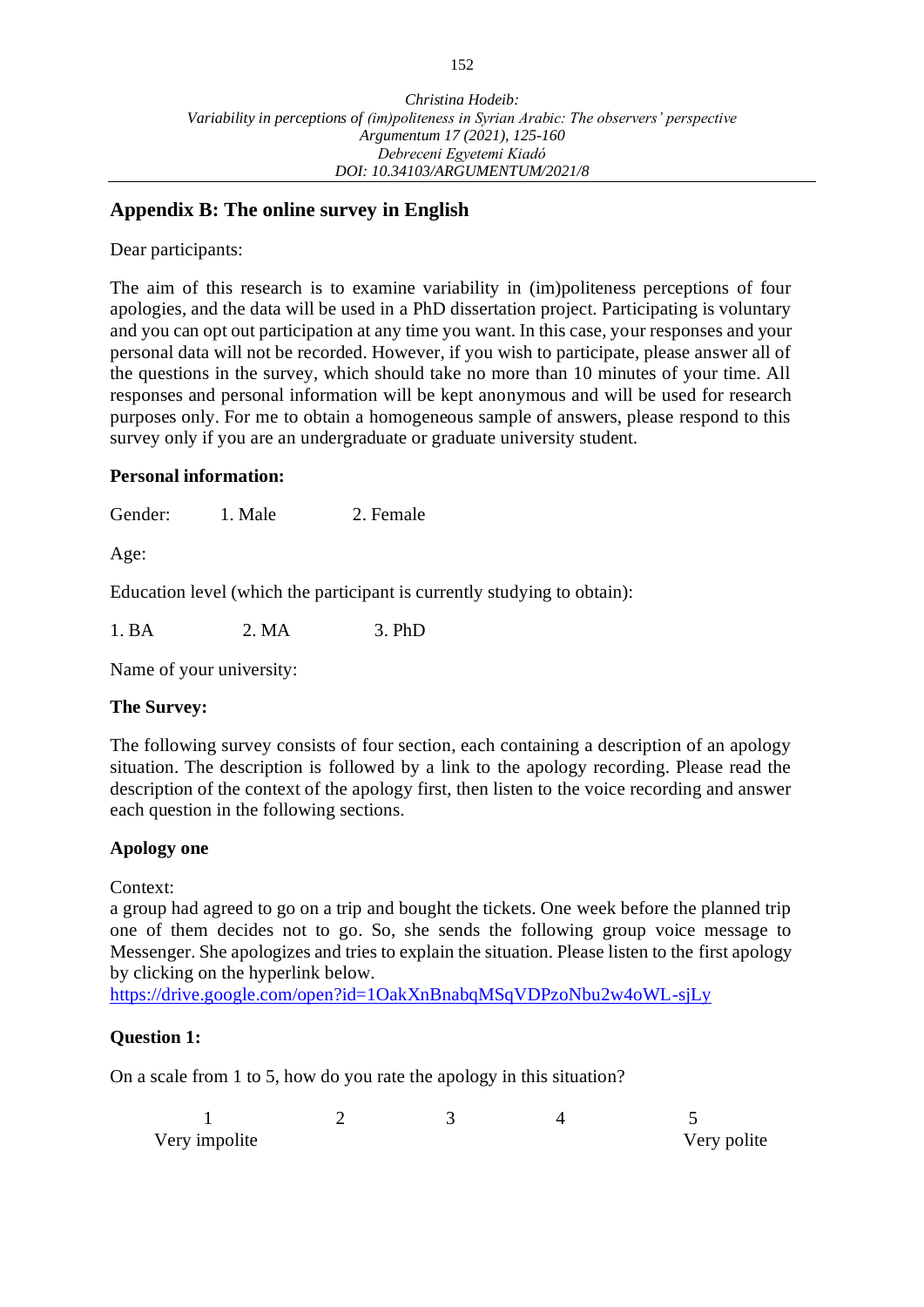## Appendix B: The online survey in English

Dear participants:

The aim of this research is to examine variability in (im)politeness perceptions of four apologies, and the data will be used in a PhD dissertation project. Participating is voluntary and you can opt out participation at any time you want. In this case, your responses and your personal data will not be recorded. However, if you wish to participate, please answer all of the questions in the survey, which should take no more than 10 minutes of your time. All responses and personal information will be kept anonymous and will be used for research purposes only. For me to obtain a homogeneous sample of answers, please respond to this survey only if you are an undergraduate or graduate university student.

**Personal information:**

Gender: 1. Male 2. Female

Age:

Education level (which the participant is currently studying to obtain):

1. BA 2. MA 3. PhD

Name of your university:

**The Survey:**

The following survey consists of four section, each containing a description of an apology situation. The description is followed by a link to the apology recording. Please read the description of the context of the apology first, then listen to the voice recording and answer each question in the following sections.

**Apology one**

Context:
a group had agreed to go on a trip and bought the tickets. One week before the planned trip one of them decides not to go. So, she sends the following group voice message to Messenger. She apologizes and tries to explain the situation. Please listen to the first apology by clicking on the hyperlink below.
https://drive.google.com/open?id=1OakXnBnabqMSqVDPzoNbu2w4oWL-sjLy

**Question 1:**

On a scale from 1 to 5, how do you rate the apology in this situation?

| 1 | 2 | 3 | 4 | 5 |
|---|---|---|---|---|
| Very impolite | | | | Very polite |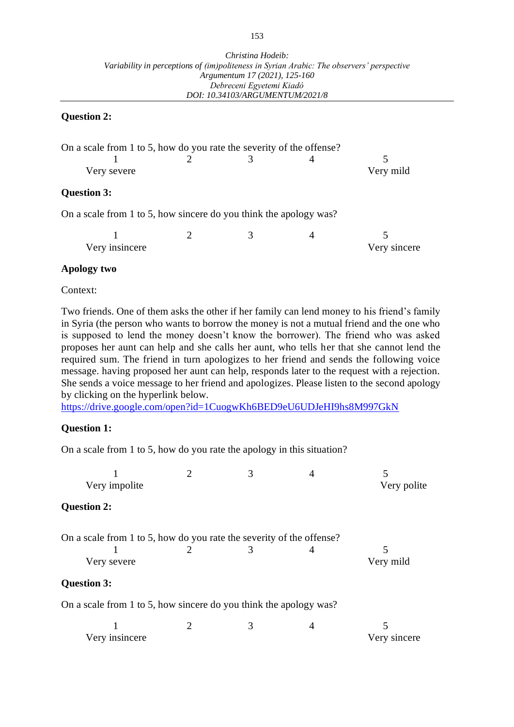**Question 2:**

On a scale from 1 to 5, how do you rate the severity of the offense?

| 1 | 2 | 3 | 4 | 5 |
|---|---|---|---|---|
| Very severe | | | | Very mild |

**Question 3:**

On a scale from 1 to 5, how sincere do you think the apology was?

| 1 | 2 | 3 | 4 | 5 |
|---|---|---|---|---|
| Very insincere | | | | Very sincere |

**Apology two**

Context:

Two friends. One of them asks the other if her family can lend money to his friend's family in Syria (the person who wants to borrow the money is not a mutual friend and the one who is supposed to lend the money doesn't know the borrower). The friend who was asked proposes her aunt can help and she calls her aunt, who tells her that she cannot lend the required sum. The friend in turn apologizes to her friend and sends the following voice message. having proposed her aunt can help, responds later to the request with a rejection. She sends a voice message to her friend and apologizes. Please listen to the second apology by clicking on the hyperlink below.
https://drive.google.com/open?id=1CuogwKh6BED9eU6UDJeHI9hs8M997GkN

**Question 1:**

On a scale from 1 to 5, how do you rate the apology in this situation?

| 1 | 2 | 3 | 4 | 5 |
|---|---|---|---|---|
| Very impolite | | | | Very polite |

**Question 2:**

On a scale from 1 to 5, how do you rate the severity of the offense?

| 1 | 2 | 3 | 4 | 5 |
|---|---|---|---|---|
| Very severe | | | | Very mild |

**Question 3:**

On a scale from 1 to 5, how sincere do you think the apology was?

| 1 | 2 | 3 | 4 | 5 |
|---|---|---|---|---|
| Very insincere | | | | Very sincere |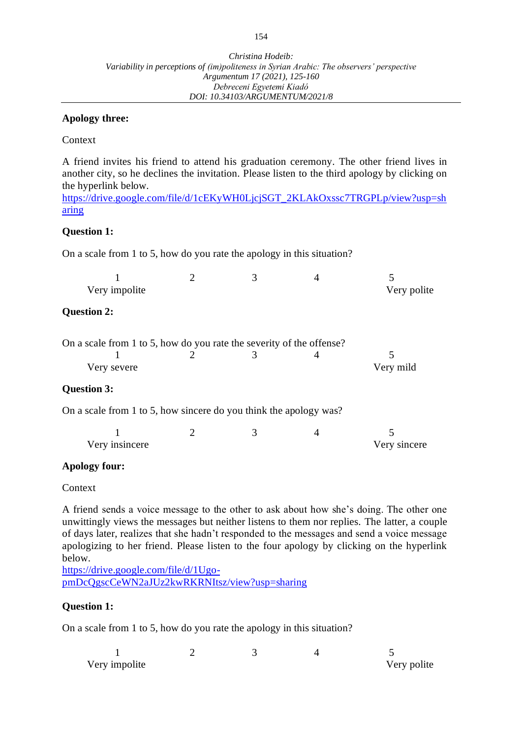**Apology three:**

Context

A friend invites his friend to attend his graduation ceremony. The other friend lives in another city, so he declines the invitation. Please listen to the third apology by clicking on the hyperlink below.
https://drive.google.com/file/d/1cEKyWH0LjcjSGT_2KLAkOxssc7TRGPLp/view?usp=sharing

**Question 1:**

On a scale from 1 to 5, how do you rate the apology in this situation?

| 1 | 2 | 3 | 4 | 5 |
|---|---|---|---|---|
| Very impolite | | | | Very polite |

**Question 2:**

On a scale from 1 to 5, how do you rate the severity of the offense?

| 1 | 2 | 3 | 4 | 5 |
|---|---|---|---|---|
| Very severe | | | | Very mild |

**Question 3:**

On a scale from 1 to 5, how sincere do you think the apology was?

| 1 | 2 | 3 | 4 | 5 |
|---|---|---|---|---|
| Very insincere | | | | Very sincere |

**Apology four:**

Context

A friend sends a voice message to the other to ask about how she's doing. The other one unwittingly views the messages but neither listens to them nor replies. The latter, a couple of days later, realizes that she hadn't responded to the messages and send a voice message apologizing to her friend. Please listen to the four apology by clicking on the hyperlink below.
https://drive.google.com/file/d/1Ugo-pmDcQgscCeWN2aJUz2kwRKRNItsz/view?usp=sharing

**Question 1:**

On a scale from 1 to 5, how do you rate the apology in this situation?

| 1 | 2 | 3 | 4 | 5 |
|---|---|---|---|---|
| Very impolite | | | | Very polite |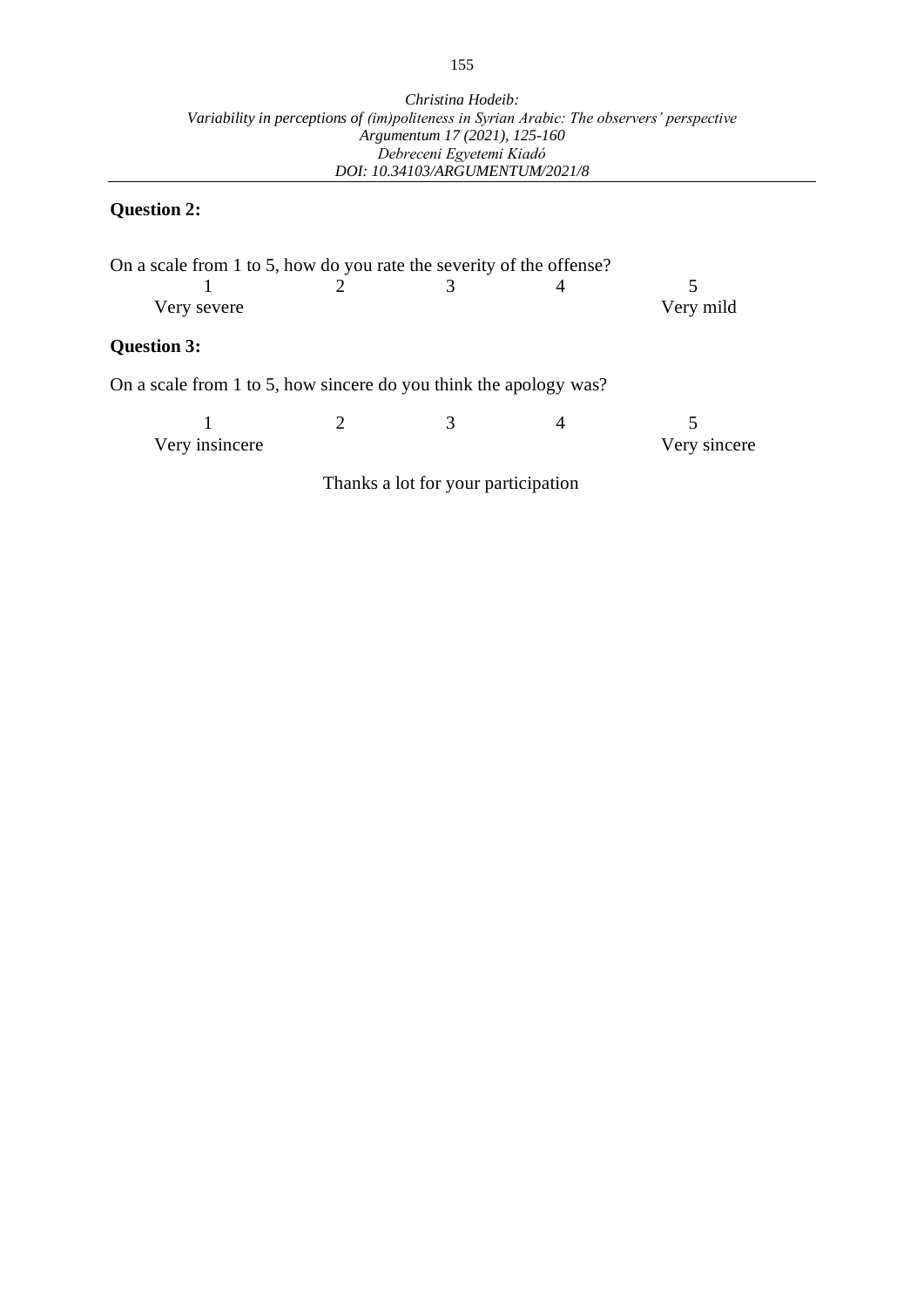**Question 2:**

On a scale from 1 to 5, how do you rate the severity of the offense?

| 1 | 2 | 3 | 4 | 5 |
|---|---|---|---|---|
| Very severe | | | | Very mild |

**Question 3:**

On a scale from 1 to 5, how sincere do you think the apology was?

| 1 | 2 | 3 | 4 | 5 |
|---|---|---|---|---|
| Very insincere | | | | Very sincere |

Thanks a lot for your participation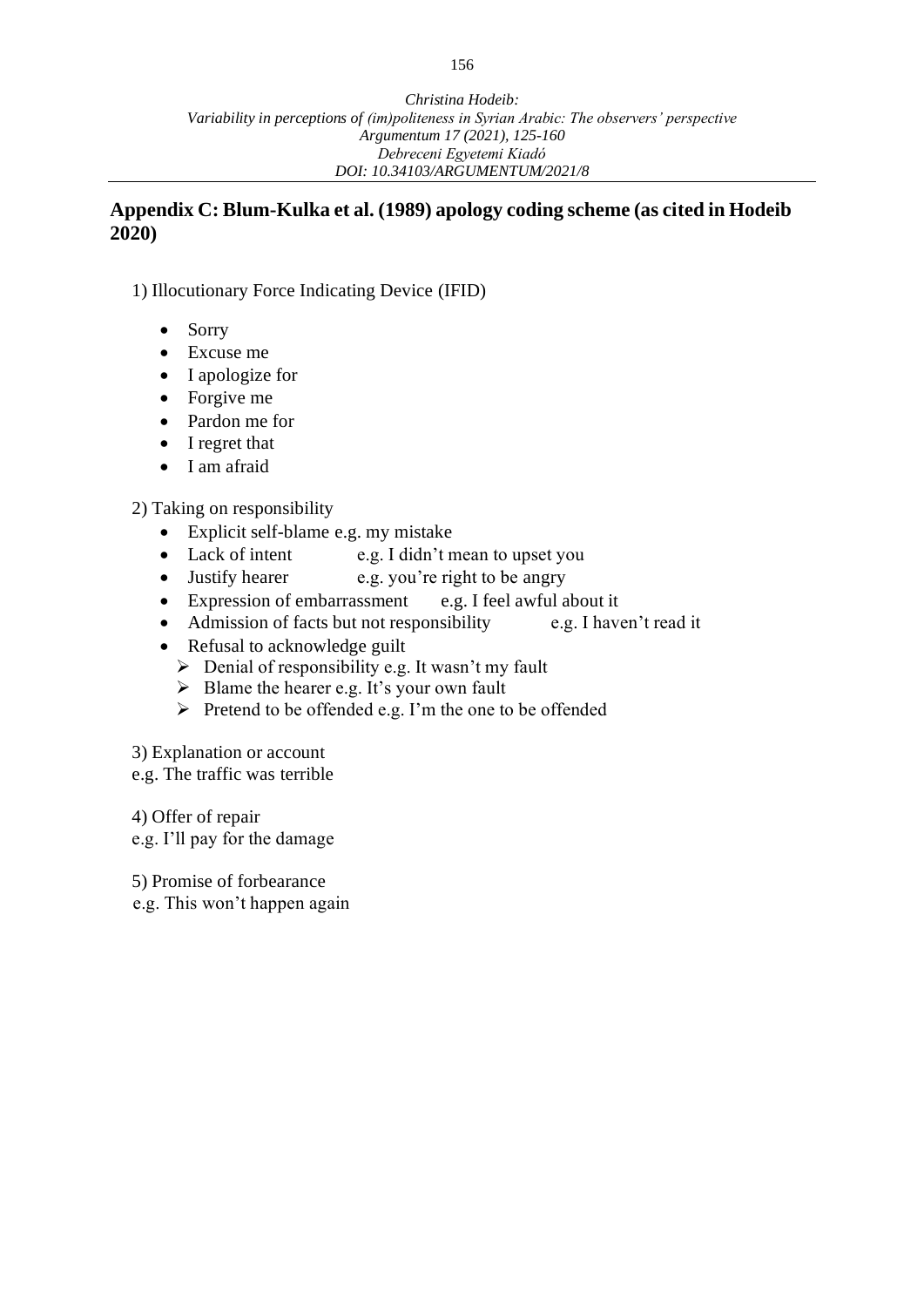## Appendix C: Blum-Kulka et al. (1989) apology coding scheme (as cited in Hodeib 2020)

1) Illocutionary Force Indicating Device (IFID)

- Sorry
- Excuse me
- I apologize for
- Forgive me
- Pardon me for
- I regret that
- I am afraid

2) Taking on responsibility

- Explicit self-blame e.g. my mistake
- Lack of intent e.g. I didn't mean to upset you
- Justify hearer e.g. you're right to be angry
- Expression of embarrassment e.g. I feel awful about it
- Admission of facts but not responsibility e.g. I haven't read it
- Refusal to acknowledge guilt
  - Denial of responsibility e.g. It wasn't my fault
  - Blame the hearer e.g. It's your own fault
  - Pretend to be offended e.g. I'm the one to be offended

3) Explanation or account
e.g. The traffic was terrible

4) Offer of repair
e.g. I'll pay for the damage

5) Promise of forbearance
e.g. This won't happen again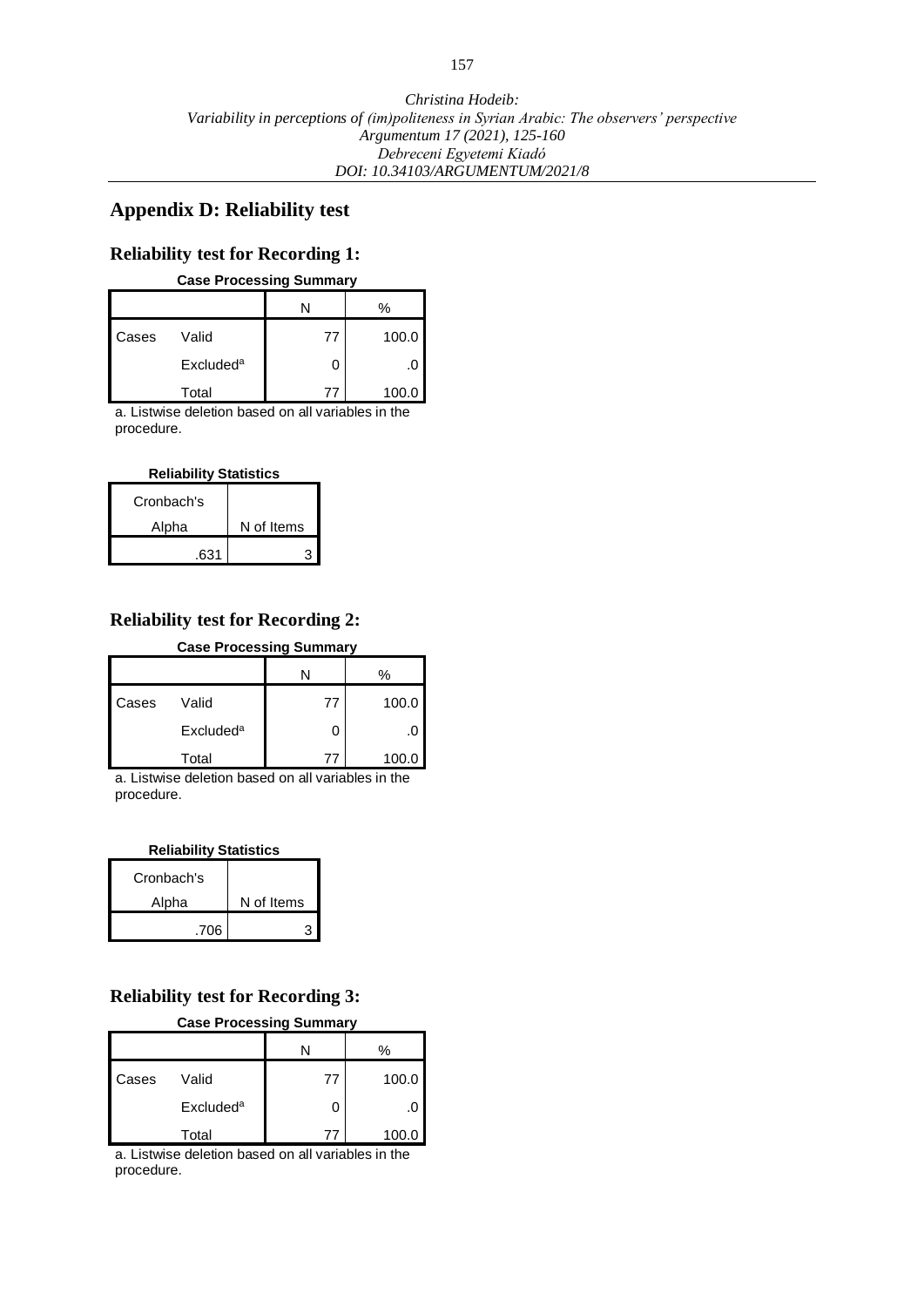## Appendix D: Reliability test

### Reliability test for Recording 1:

**Case Processing Summary**

| | | N | % |
|---|---|---|---|
| Cases | Valid | 77 | 100.0 |
| | Excluded[a] | 0 | .0 |
| | Total | 77 | 100.0 |

a. Listwise deletion based on all variables in the procedure.

**Reliability Statistics**

| Cronbach's Alpha | N of Items |
|---|---|
| .631 | 3 |

### Reliability test for Recording 2:

**Case Processing Summary**

| | | N | % |
|---|---|---|---|
| Cases | Valid | 77 | 100.0 |
| | Excluded[a] | 0 | .0 |
| | Total | 77 | 100.0 |

a. Listwise deletion based on all variables in the procedure.

**Reliability Statistics**

| Cronbach's Alpha | N of Items |
|---|---|
| .706 | 3 |

### Reliability test for Recording 3:

**Case Processing Summary**

| | | N | % |
|---|---|---|---|
| Cases | Valid | 77 | 100.0 |
| | Excluded[a] | 0 | .0 |
| | Total | 77 | 100.0 |

a. Listwise deletion based on all variables in the procedure.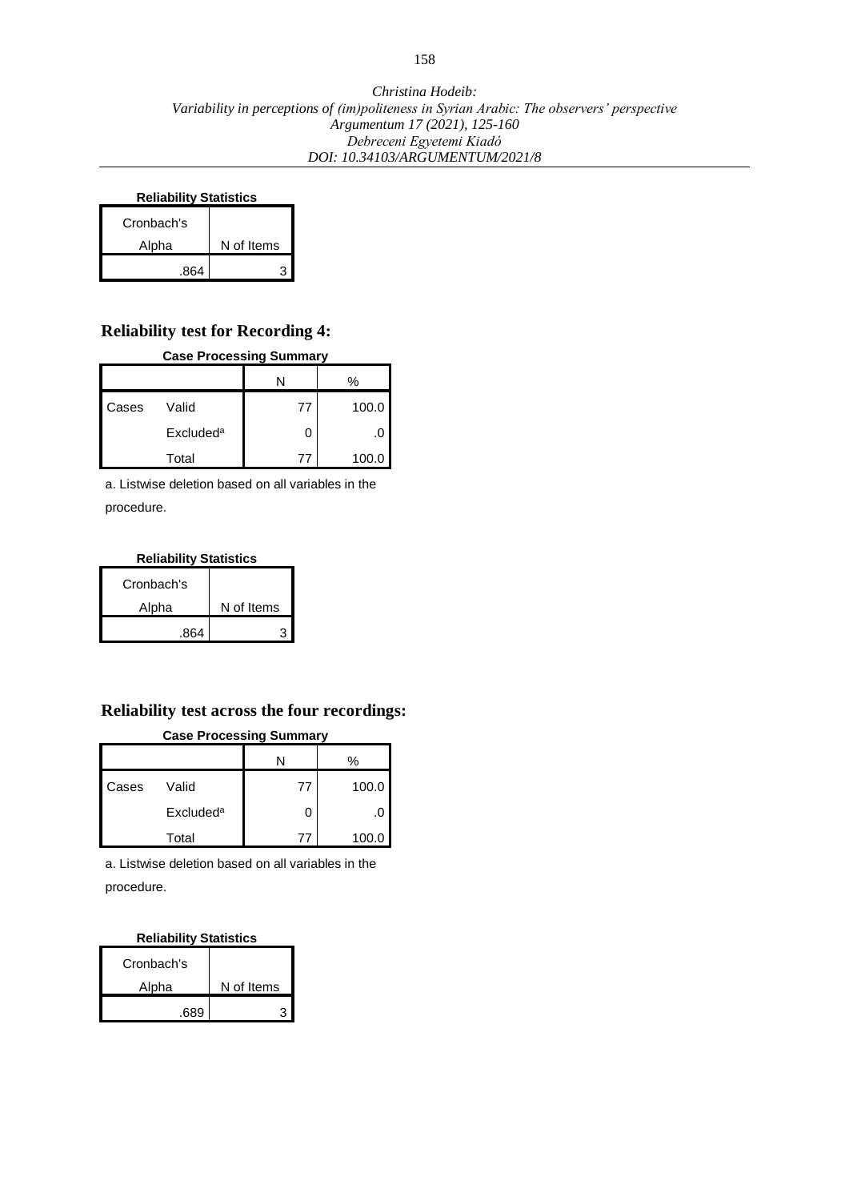**Reliability Statistics**

| Cronbach's Alpha | N of Items |
|---|---|
| .864 | 3 |

### Reliability test for Recording 4:

**Case Processing Summary**

| | | N | % |
|---|---|---|---|
| Cases | Valid | 77 | 100.0 |
| | Excluded[a] | 0 | .0 |
| | Total | 77 | 100.0 |

a. Listwise deletion based on all variables in the procedure.

**Reliability Statistics**

| Cronbach's Alpha | N of Items |
|---|---|
| .864 | 3 |

### Reliability test across the four recordings:

**Case Processing Summary**

| | | N | % |
|---|---|---|---|
| Cases | Valid | 77 | 100.0 |
| | Excluded[a] | 0 | .0 |
| | Total | 77 | 100.0 |

a. Listwise deletion based on all variables in the procedure.

**Reliability Statistics**

| Cronbach's Alpha | N of Items |
|---|---|
| .689 | 3 |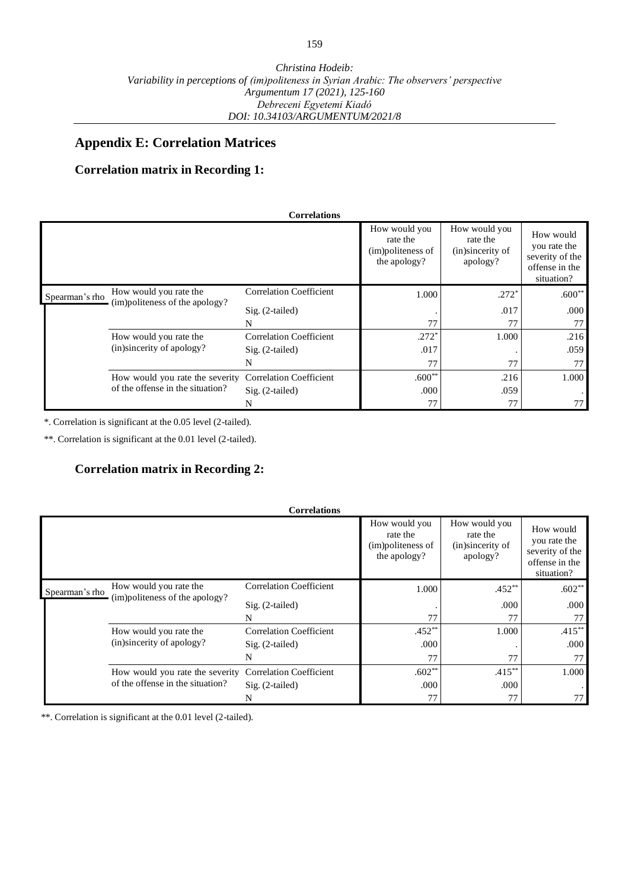## Appendix E: Correlation Matrices

### Correlation matrix in Recording 1:

**Correlations**

| | | | How would you rate the (im)politeness of the apology? | How would you rate the (in)sincerity of apology? | How would you rate the severity of the offense in the situation? |
|---|---|---|---|---|---|
| Spearman's rho | How would you rate the (im)politeness of the apology? | Correlation Coefficient | 1.000 | .272* | .600** |
| | | Sig. (2-tailed) | . | .017 | .000 |
| | | N | 77 | 77 | 77 |
| | How would you rate the (in)sincerity of apology? | Correlation Coefficient | .272* | 1.000 | .216 |
| | | Sig. (2-tailed) | .017 | . | .059 |
| | | N | 77 | 77 | 77 |
| | How would you rate the severity of the offense in the situation? | Correlation Coefficient | .600** | .216 | 1.000 |
| | | Sig. (2-tailed) | .000 | .059 | . |
| | | N | 77 | 77 | 77 |

*. Correlation is significant at the 0.05 level (2-tailed).

**. Correlation is significant at the 0.01 level (2-tailed).

### Correlation matrix in Recording 2:

**Correlations**

| | | | How would you rate the (im)politeness of the apology? | How would you rate the (in)sincerity of apology? | How would you rate the severity of the offense in the situation? |
|---|---|---|---|---|---|
| Spearman's rho | How would you rate the (im)politeness of the apology? | Correlation Coefficient | 1.000 | .452** | .602** |
| | | Sig. (2-tailed) | . | .000 | .000 |
| | | N | 77 | 77 | 77 |
| | How would you rate the (in)sincerity of apology? | Correlation Coefficient | .452** | 1.000 | .415** |
| | | Sig. (2-tailed) | .000 | . | .000 |
| | | N | 77 | 77 | 77 |
| | How would you rate the severity of the offense in the situation? | Correlation Coefficient | .602** | .415** | 1.000 |
| | | Sig. (2-tailed) | .000 | .000 | . |
| | | N | 77 | 77 | 77 |

**. Correlation is significant at the 0.01 level (2-tailed).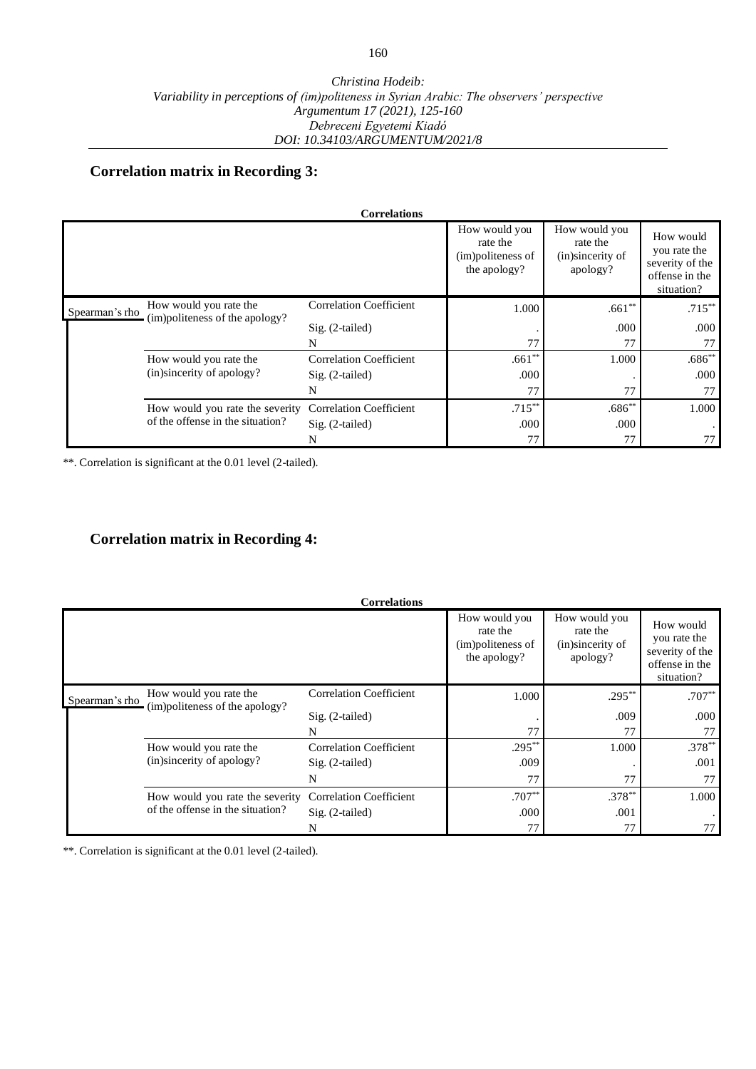## Correlation matrix in Recording 3:

**Correlations**

| | | | How would you rate the (im)politeness of the apology? | How would you rate the (in)sincerity of apology? | How would you rate the severity of the offense in the situation? |
|---|---|---|---|---|---|
| Spearman's rho | How would you rate the (im)politeness of the apology? | Correlation Coefficient | 1.000 | .661** | .715** |
| | | Sig. (2-tailed) | . | .000 | .000 |
| | | N | 77 | 77 | 77 |
| | How would you rate the (in)sincerity of apology? | Correlation Coefficient | .661** | 1.000 | .686** |
| | | Sig. (2-tailed) | .000 | . | .000 |
| | | N | 77 | 77 | 77 |
| | How would you rate the severity of the offense in the situation? | Correlation Coefficient | .715** | .686** | 1.000 |
| | | Sig. (2-tailed) | .000 | .000 | . |
| | | N | 77 | 77 | 77 |

**. Correlation is significant at the 0.01 level (2-tailed).

## Correlation matrix in Recording 4:

**Correlations**

| | | | How would you rate the (im)politeness of the apology? | How would you rate the (in)sincerity of apology? | How would you rate the severity of the offense in the situation? |
|---|---|---|---|---|---|
| Spearman's rho | How would you rate the (im)politeness of the apology? | Correlation Coefficient | 1.000 | .295** | .707** |
| | | Sig. (2-tailed) | . | .009 | .000 |
| | | N | 77 | 77 | 77 |
| | How would you rate the (in)sincerity of apology? | Correlation Coefficient | .295** | 1.000 | .378** |
| | | Sig. (2-tailed) | .009 | . | .001 |
| | | N | 77 | 77 | 77 |
| | How would you rate the severity of the offense in the situation? | Correlation Coefficient | .707** | .378** | 1.000 |
| | | Sig. (2-tailed) | .000 | .001 | . |
| | | N | 77 | 77 | 77 |

**. Correlation is significant at the 0.01 level (2-tailed).